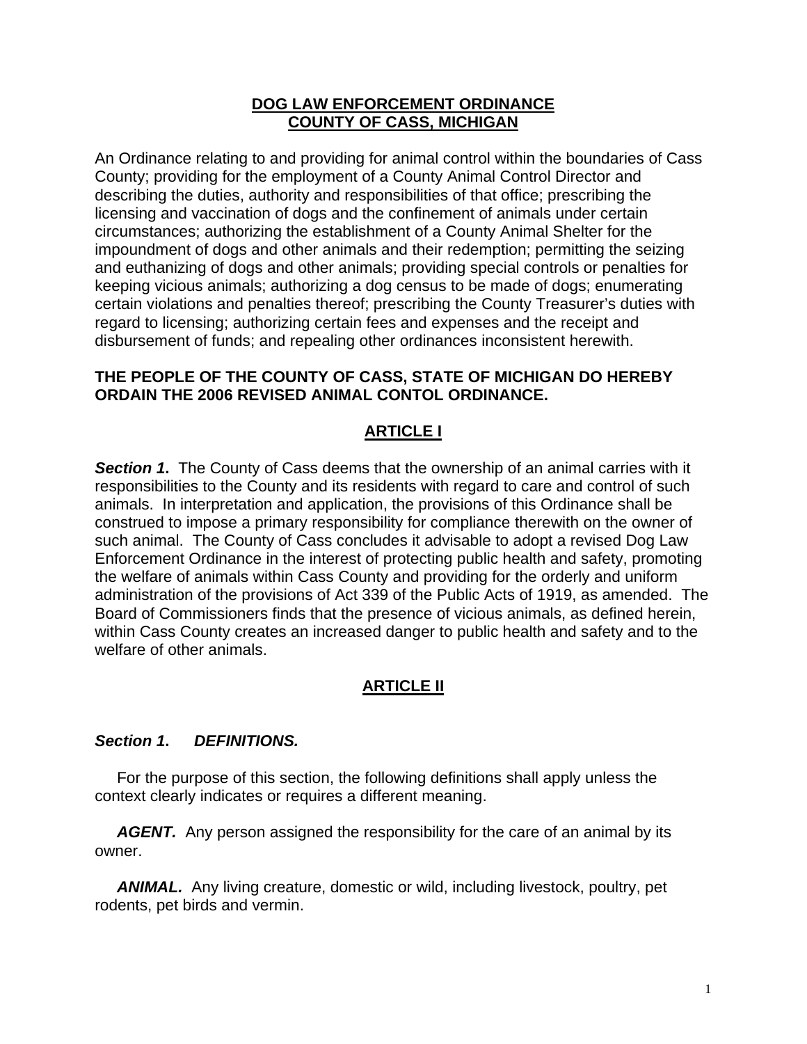# DOG LAW ENFORCEMENT ORDINANCE
# COUNTY OF CASS, MICHIGAN

An Ordinance relating to and providing for animal control within the boundaries of Cass County; providing for the employment of a County Animal Control Director and describing the duties, authority and responsibilities of that office; prescribing the licensing and vaccination of dogs and the confinement of animals under certain circumstances; authorizing the establishment of a County Animal Shelter for the impoundment of dogs and other animals and their redemption; permitting the seizing and euthanizing of dogs and other animals; providing special controls or penalties for keeping vicious animals; authorizing a dog census to be made of dogs; enumerating certain violations and penalties thereof; prescribing the County Treasurer's duties with regard to licensing; authorizing certain fees and expenses and the receipt and disbursement of funds; and repealing other ordinances inconsistent herewith.

**THE PEOPLE OF THE COUNTY OF CASS, STATE OF MICHIGAN DO HEREBY ORDAIN THE 2006 REVISED ANIMAL CONTOL ORDINANCE.**

## ARTICLE I

***Section 1.*** The County of Cass deems that the ownership of an animal carries with it responsibilities to the County and its residents with regard to care and control of such animals. In interpretation and application, the provisions of this Ordinance shall be construed to impose a primary responsibility for compliance therewith on the owner of such animal. The County of Cass concludes it advisable to adopt a revised Dog Law Enforcement Ordinance in the interest of protecting public health and safety, promoting the welfare of animals within Cass County and providing for the orderly and uniform administration of the provisions of Act 339 of the Public Acts of 1919, as amended. The Board of Commissioners finds that the presence of vicious animals, as defined herein, within Cass County creates an increased danger to public health and safety and to the welfare of other animals.

## ARTICLE II

### *Section 1. DEFINITIONS.*

For the purpose of this section, the following definitions shall apply unless the context clearly indicates or requires a different meaning.

***AGENT.*** Any person assigned the responsibility for the care of an animal by its owner.

***ANIMAL.*** Any living creature, domestic or wild, including livestock, poultry, pet rodents, pet birds and vermin.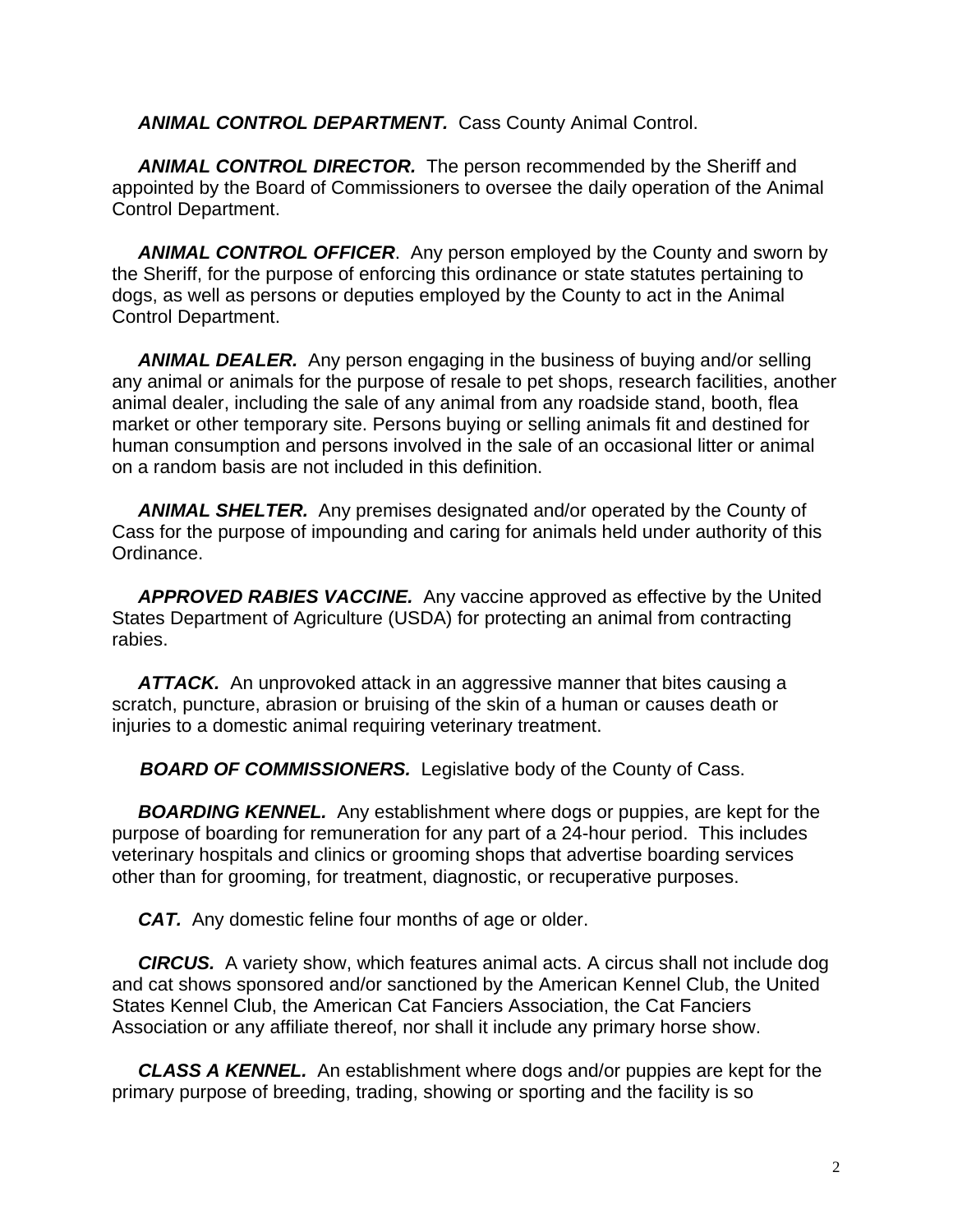***ANIMAL CONTROL DEPARTMENT.*** Cass County Animal Control.

***ANIMAL CONTROL DIRECTOR.*** The person recommended by the Sheriff and appointed by the Board of Commissioners to oversee the daily operation of the Animal Control Department.

***ANIMAL CONTROL OFFICER***. Any person employed by the County and sworn by the Sheriff, for the purpose of enforcing this ordinance or state statutes pertaining to dogs, as well as persons or deputies employed by the County to act in the Animal Control Department.

***ANIMAL DEALER.*** Any person engaging in the business of buying and/or selling any animal or animals for the purpose of resale to pet shops, research facilities, another animal dealer, including the sale of any animal from any roadside stand, booth, flea market or other temporary site. Persons buying or selling animals fit and destined for human consumption and persons involved in the sale of an occasional litter or animal on a random basis are not included in this definition.

***ANIMAL SHELTER.*** Any premises designated and/or operated by the County of Cass for the purpose of impounding and caring for animals held under authority of this Ordinance.

***APPROVED RABIES VACCINE.*** Any vaccine approved as effective by the United States Department of Agriculture (USDA) for protecting an animal from contracting rabies.

***ATTACK.*** An unprovoked attack in an aggressive manner that bites causing a scratch, puncture, abrasion or bruising of the skin of a human or causes death or injuries to a domestic animal requiring veterinary treatment.

***BOARD OF COMMISSIONERS.*** Legislative body of the County of Cass.

***BOARDING KENNEL.*** Any establishment where dogs or puppies, are kept for the purpose of boarding for remuneration for any part of a 24-hour period. This includes veterinary hospitals and clinics or grooming shops that advertise boarding services other than for grooming, for treatment, diagnostic, or recuperative purposes.

***CAT.*** Any domestic feline four months of age or older.

***CIRCUS.*** A variety show, which features animal acts. A circus shall not include dog and cat shows sponsored and/or sanctioned by the American Kennel Club, the United States Kennel Club, the American Cat Fanciers Association, the Cat Fanciers Association or any affiliate thereof, nor shall it include any primary horse show.

***CLASS A KENNEL.*** An establishment where dogs and/or puppies are kept for the primary purpose of breeding, trading, showing or sporting and the facility is so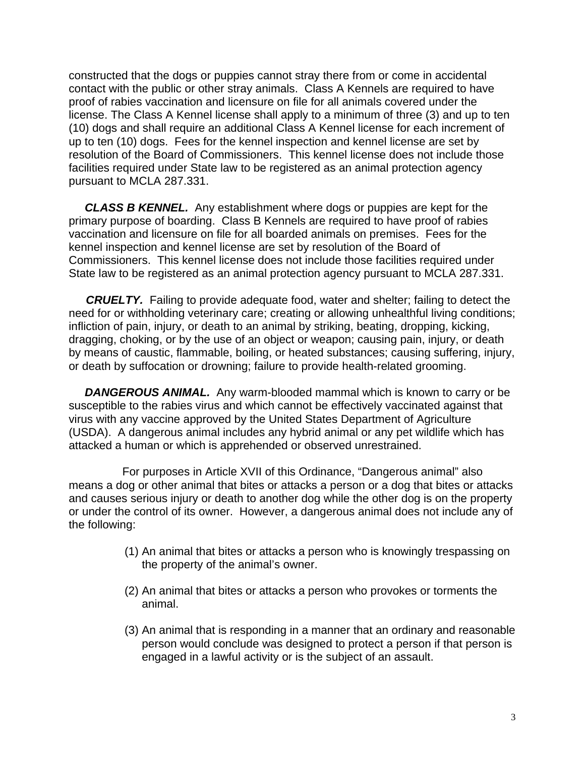constructed that the dogs or puppies cannot stray there from or come in accidental contact with the public or other stray animals. Class A Kennels are required to have proof of rabies vaccination and licensure on file for all animals covered under the license. The Class A Kennel license shall apply to a minimum of three (3) and up to ten (10) dogs and shall require an additional Class A Kennel license for each increment of up to ten (10) dogs. Fees for the kennel inspection and kennel license are set by resolution of the Board of Commissioners. This kennel license does not include those facilities required under State law to be registered as an animal protection agency pursuant to MCLA 287.331.

***CLASS B KENNEL.*** Any establishment where dogs or puppies are kept for the primary purpose of boarding. Class B Kennels are required to have proof of rabies vaccination and licensure on file for all boarded animals on premises. Fees for the kennel inspection and kennel license are set by resolution of the Board of Commissioners. This kennel license does not include those facilities required under State law to be registered as an animal protection agency pursuant to MCLA 287.331.

***CRUELTY.*** Failing to provide adequate food, water and shelter; failing to detect the need for or withholding veterinary care; creating or allowing unhealthful living conditions; infliction of pain, injury, or death to an animal by striking, beating, dropping, kicking, dragging, choking, or by the use of an object or weapon; causing pain, injury, or death by means of caustic, flammable, boiling, or heated substances; causing suffering, injury, or death by suffocation or drowning; failure to provide health-related grooming.

***DANGEROUS ANIMAL.*** Any warm-blooded mammal which is known to carry or be susceptible to the rabies virus and which cannot be effectively vaccinated against that virus with any vaccine approved by the United States Department of Agriculture (USDA). A dangerous animal includes any hybrid animal or any pet wildlife which has attacked a human or which is apprehended or observed unrestrained.

For purposes in Article XVII of this Ordinance, "Dangerous animal" also means a dog or other animal that bites or attacks a person or a dog that bites or attacks and causes serious injury or death to another dog while the other dog is on the property or under the control of its owner. However, a dangerous animal does not include any of the following:

(1) An animal that bites or attacks a person who is knowingly trespassing on the property of the animal's owner.

(2) An animal that bites or attacks a person who provokes or torments the animal.

(3) An animal that is responding in a manner that an ordinary and reasonable person would conclude was designed to protect a person if that person is engaged in a lawful activity or is the subject of an assault.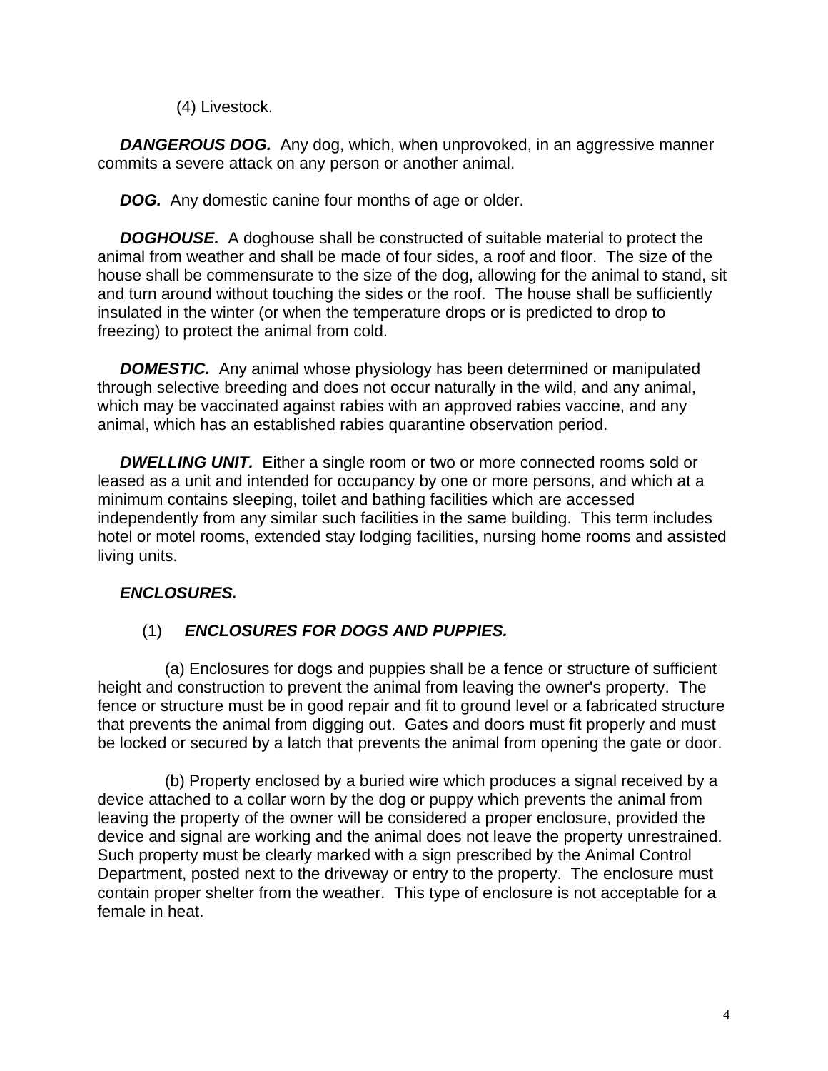(4) Livestock.

***DANGEROUS DOG.*** Any dog, which, when unprovoked, in an aggressive manner commits a severe attack on any person or another animal.

***DOG.*** Any domestic canine four months of age or older.

***DOGHOUSE.*** A doghouse shall be constructed of suitable material to protect the animal from weather and shall be made of four sides, a roof and floor. The size of the house shall be commensurate to the size of the dog, allowing for the animal to stand, sit and turn around without touching the sides or the roof. The house shall be sufficiently insulated in the winter (or when the temperature drops or is predicted to drop to freezing) to protect the animal from cold.

***DOMESTIC.*** Any animal whose physiology has been determined or manipulated through selective breeding and does not occur naturally in the wild, and any animal, which may be vaccinated against rabies with an approved rabies vaccine, and any animal, which has an established rabies quarantine observation period.

***DWELLING UNIT.*** Either a single room or two or more connected rooms sold or leased as a unit and intended for occupancy by one or more persons, and which at a minimum contains sleeping, toilet and bathing facilities which are accessed independently from any similar such facilities in the same building. This term includes hotel or motel rooms, extended stay lodging facilities, nursing home rooms and assisted living units.

***ENCLOSURES.***

(1) ***ENCLOSURES FOR DOGS AND PUPPIES.***

(a) Enclosures for dogs and puppies shall be a fence or structure of sufficient height and construction to prevent the animal from leaving the owner's property. The fence or structure must be in good repair and fit to ground level or a fabricated structure that prevents the animal from digging out. Gates and doors must fit properly and must be locked or secured by a latch that prevents the animal from opening the gate or door.

(b) Property enclosed by a buried wire which produces a signal received by a device attached to a collar worn by the dog or puppy which prevents the animal from leaving the property of the owner will be considered a proper enclosure, provided the device and signal are working and the animal does not leave the property unrestrained. Such property must be clearly marked with a sign prescribed by the Animal Control Department, posted next to the driveway or entry to the property. The enclosure must contain proper shelter from the weather. This type of enclosure is not acceptable for a female in heat.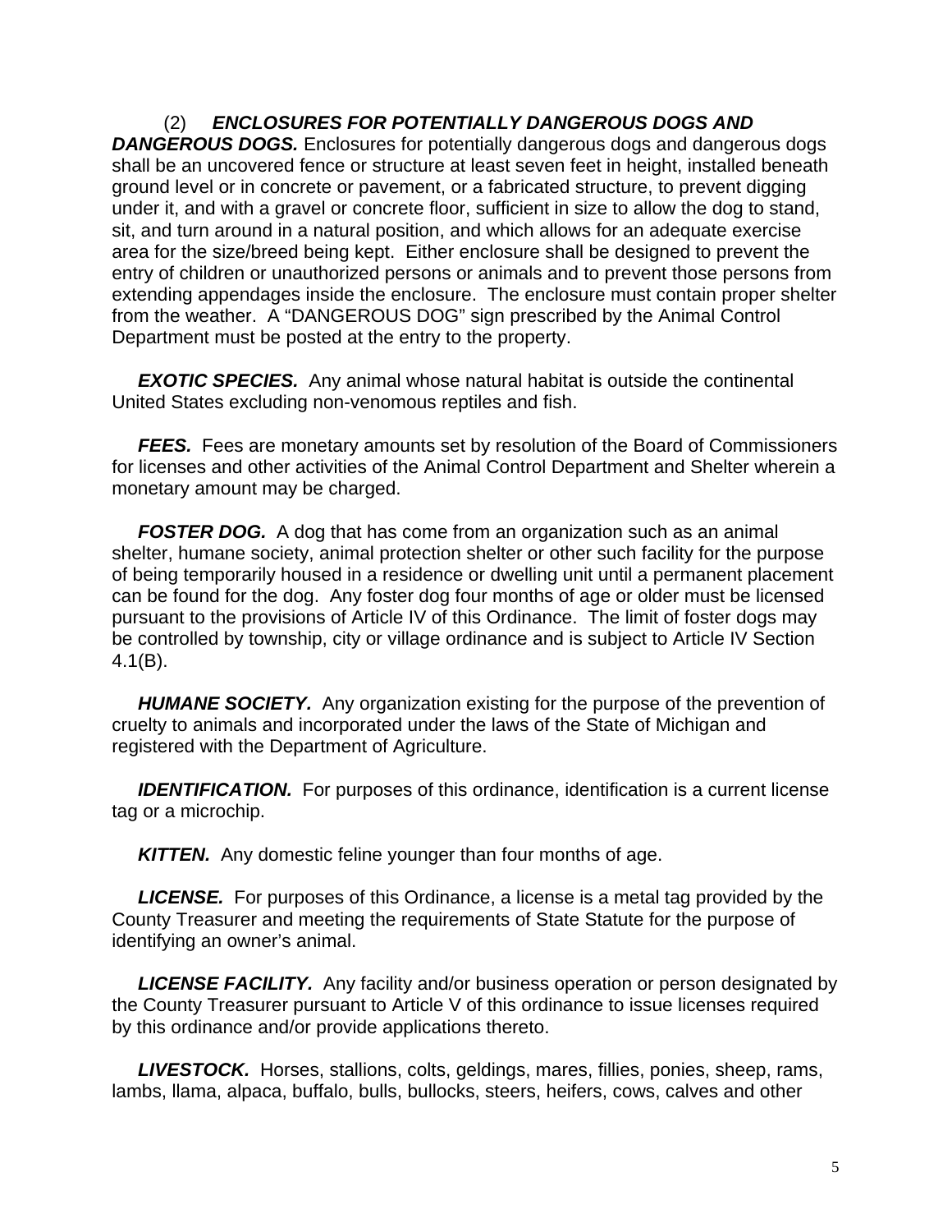(2) ***ENCLOSURES FOR POTENTIALLY DANGEROUS DOGS AND DANGEROUS DOGS.*** Enclosures for potentially dangerous dogs and dangerous dogs shall be an uncovered fence or structure at least seven feet in height, installed beneath ground level or in concrete or pavement, or a fabricated structure, to prevent digging under it, and with a gravel or concrete floor, sufficient in size to allow the dog to stand, sit, and turn around in a natural position, and which allows for an adequate exercise area for the size/breed being kept. Either enclosure shall be designed to prevent the entry of children or unauthorized persons or animals and to prevent those persons from extending appendages inside the enclosure. The enclosure must contain proper shelter from the weather. A "DANGEROUS DOG" sign prescribed by the Animal Control Department must be posted at the entry to the property.

***EXOTIC SPECIES.*** Any animal whose natural habitat is outside the continental United States excluding non-venomous reptiles and fish.

***FEES.*** Fees are monetary amounts set by resolution of the Board of Commissioners for licenses and other activities of the Animal Control Department and Shelter wherein a monetary amount may be charged.

***FOSTER DOG.*** A dog that has come from an organization such as an animal shelter, humane society, animal protection shelter or other such facility for the purpose of being temporarily housed in a residence or dwelling unit until a permanent placement can be found for the dog. Any foster dog four months of age or older must be licensed pursuant to the provisions of Article IV of this Ordinance. The limit of foster dogs may be controlled by township, city or village ordinance and is subject to Article IV Section 4.1(B).

***HUMANE SOCIETY.*** Any organization existing for the purpose of the prevention of cruelty to animals and incorporated under the laws of the State of Michigan and registered with the Department of Agriculture.

***IDENTIFICATION.*** For purposes of this ordinance, identification is a current license tag or a microchip.

***KITTEN.*** Any domestic feline younger than four months of age.

***LICENSE.*** For purposes of this Ordinance, a license is a metal tag provided by the County Treasurer and meeting the requirements of State Statute for the purpose of identifying an owner's animal.

***LICENSE FACILITY.*** Any facility and/or business operation or person designated by the County Treasurer pursuant to Article V of this ordinance to issue licenses required by this ordinance and/or provide applications thereto.

***LIVESTOCK.*** Horses, stallions, colts, geldings, mares, fillies, ponies, sheep, rams, lambs, llama, alpaca, buffalo, bulls, bullocks, steers, heifers, cows, calves and other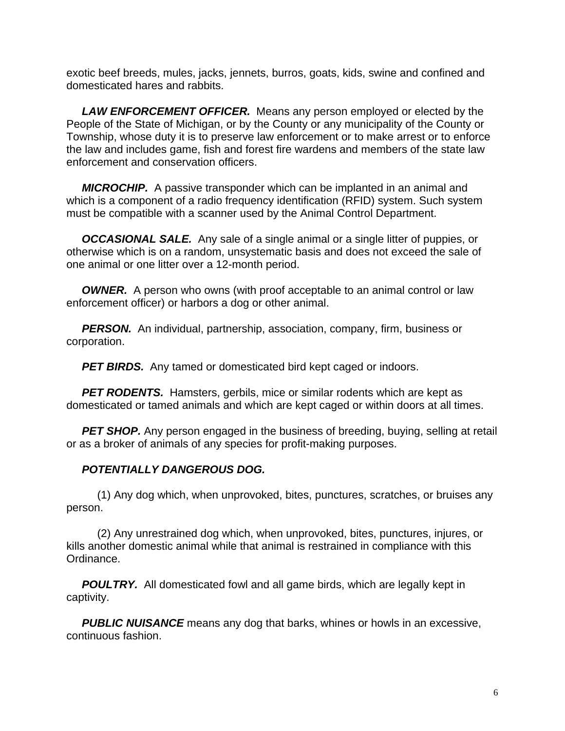exotic beef breeds, mules, jacks, jennets, burros, goats, kids, swine and confined and domesticated hares and rabbits.

***LAW ENFORCEMENT OFFICER.*** Means any person employed or elected by the People of the State of Michigan, or by the County or any municipality of the County or Township, whose duty it is to preserve law enforcement or to make arrest or to enforce the law and includes game, fish and forest fire wardens and members of the state law enforcement and conservation officers.

***MICROCHIP.*** A passive transponder which can be implanted in an animal and which is a component of a radio frequency identification (RFID) system. Such system must be compatible with a scanner used by the Animal Control Department.

***OCCASIONAL SALE.*** Any sale of a single animal or a single litter of puppies, or otherwise which is on a random, unsystematic basis and does not exceed the sale of one animal or one litter over a 12-month period.

***OWNER.*** A person who owns (with proof acceptable to an animal control or law enforcement officer) or harbors a dog or other animal.

***PERSON.*** An individual, partnership, association, company, firm, business or corporation.

***PET BIRDS.*** Any tamed or domesticated bird kept caged or indoors.

***PET RODENTS.*** Hamsters, gerbils, mice or similar rodents which are kept as domesticated or tamed animals and which are kept caged or within doors at all times.

***PET SHOP.*** Any person engaged in the business of breeding, buying, selling at retail or as a broker of animals of any species for profit-making purposes.

***POTENTIALLY DANGEROUS DOG.***

(1) Any dog which, when unprovoked, bites, punctures, scratches, or bruises any person.

(2) Any unrestrained dog which, when unprovoked, bites, punctures, injures, or kills another domestic animal while that animal is restrained in compliance with this Ordinance.

***POULTRY.*** All domesticated fowl and all game birds, which are legally kept in captivity.

***PUBLIC NUISANCE*** means any dog that barks, whines or howls in an excessive, continuous fashion.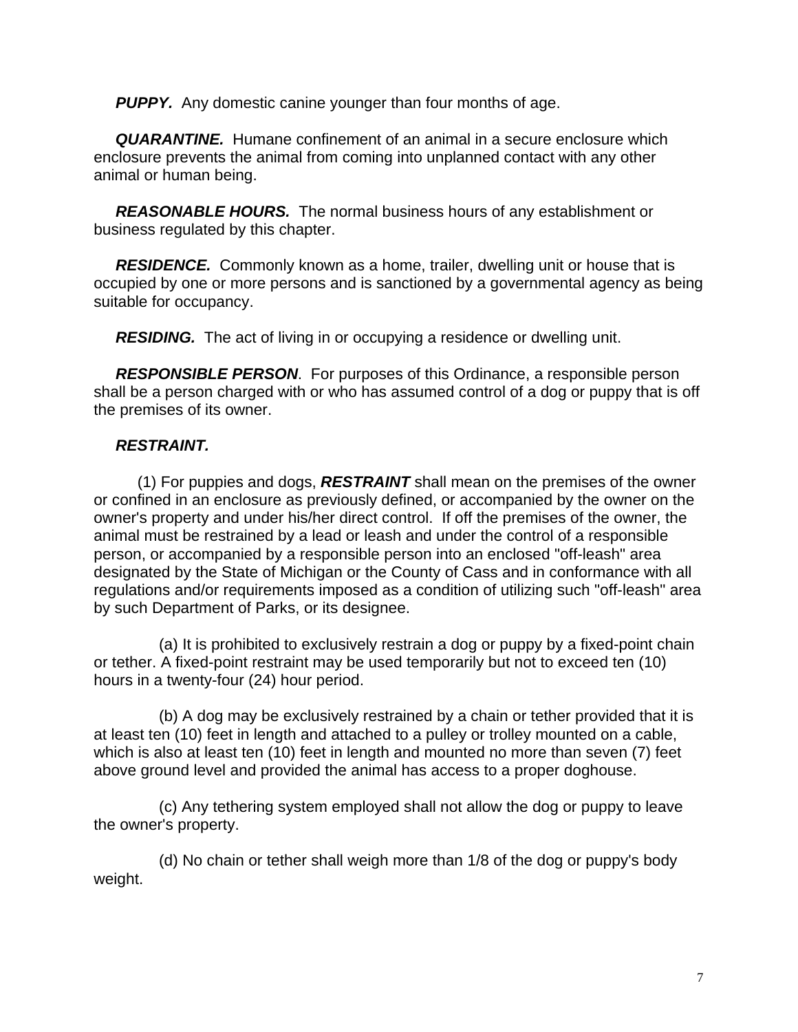***PUPPY.*** Any domestic canine younger than four months of age.

***QUARANTINE.*** Humane confinement of an animal in a secure enclosure which enclosure prevents the animal from coming into unplanned contact with any other animal or human being.

***REASONABLE HOURS.*** The normal business hours of any establishment or business regulated by this chapter.

***RESIDENCE.*** Commonly known as a home, trailer, dwelling unit or house that is occupied by one or more persons and is sanctioned by a governmental agency as being suitable for occupancy.

***RESIDING.*** The act of living in or occupying a residence or dwelling unit.

***RESPONSIBLE PERSON***. For purposes of this Ordinance, a responsible person shall be a person charged with or who has assumed control of a dog or puppy that is off the premises of its owner.

***RESTRAINT.***

(1) For puppies and dogs, ***RESTRAINT*** shall mean on the premises of the owner or confined in an enclosure as previously defined, or accompanied by the owner on the owner's property and under his/her direct control. If off the premises of the owner, the animal must be restrained by a lead or leash and under the control of a responsible person, or accompanied by a responsible person into an enclosed "off-leash" area designated by the State of Michigan or the County of Cass and in conformance with all regulations and/or requirements imposed as a condition of utilizing such "off-leash" area by such Department of Parks, or its designee.

(a) It is prohibited to exclusively restrain a dog or puppy by a fixed-point chain or tether. A fixed-point restraint may be used temporarily but not to exceed ten (10) hours in a twenty-four (24) hour period.

(b) A dog may be exclusively restrained by a chain or tether provided that it is at least ten (10) feet in length and attached to a pulley or trolley mounted on a cable, which is also at least ten (10) feet in length and mounted no more than seven (7) feet above ground level and provided the animal has access to a proper doghouse.

(c) Any tethering system employed shall not allow the dog or puppy to leave the owner's property.

(d) No chain or tether shall weigh more than 1/8 of the dog or puppy's body weight.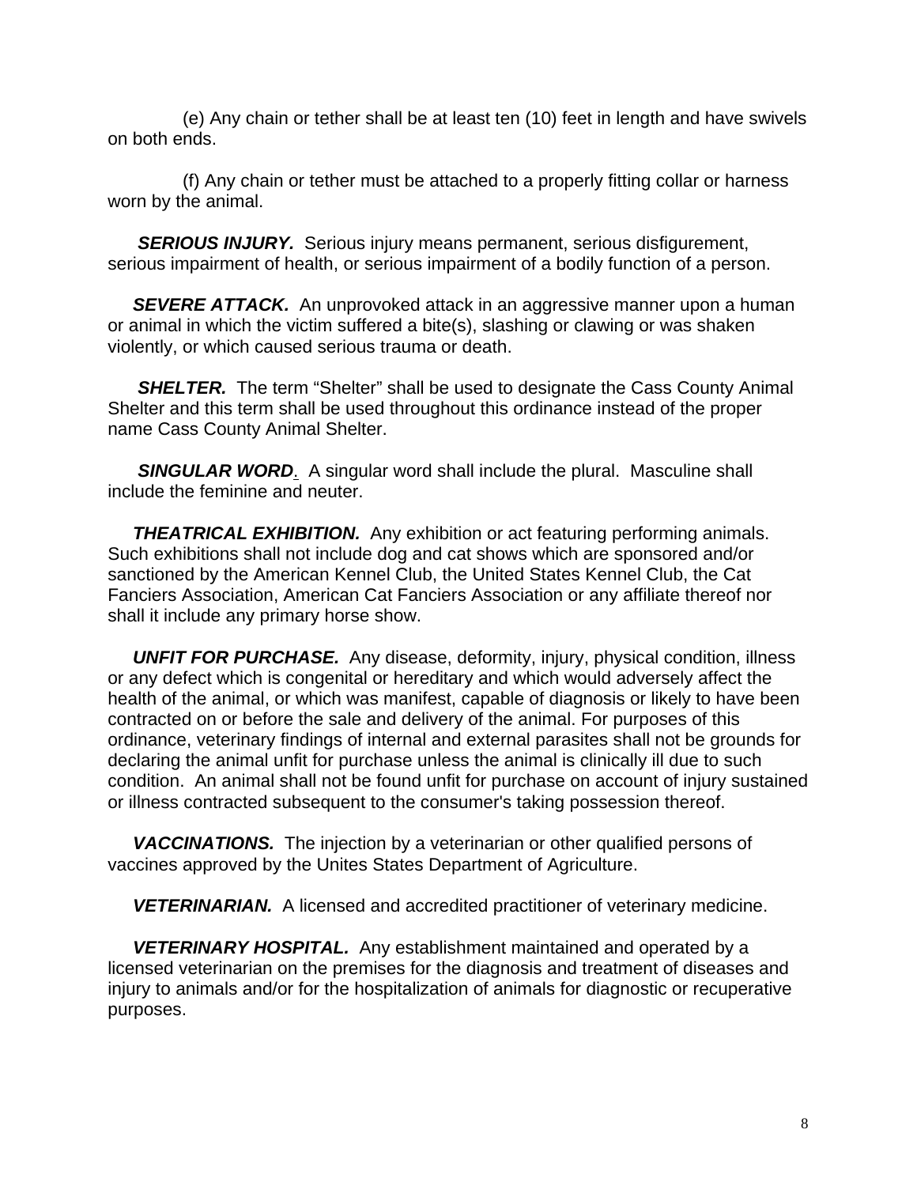(e) Any chain or tether shall be at least ten (10) feet in length and have swivels on both ends.

(f) Any chain or tether must be attached to a properly fitting collar or harness worn by the animal.

***SERIOUS INJURY.*** Serious injury means permanent, serious disfigurement, serious impairment of health, or serious impairment of a bodily function of a person.

***SEVERE ATTACK.*** An unprovoked attack in an aggressive manner upon a human or animal in which the victim suffered a bite(s), slashing or clawing or was shaken violently, or which caused serious trauma or death.

***SHELTER.*** The term "Shelter" shall be used to designate the Cass County Animal Shelter and this term shall be used throughout this ordinance instead of the proper name Cass County Animal Shelter.

***SINGULAR WORD***. A singular word shall include the plural. Masculine shall include the feminine and neuter.

***THEATRICAL EXHIBITION.*** Any exhibition or act featuring performing animals. Such exhibitions shall not include dog and cat shows which are sponsored and/or sanctioned by the American Kennel Club, the United States Kennel Club, the Cat Fanciers Association, American Cat Fanciers Association or any affiliate thereof nor shall it include any primary horse show.

***UNFIT FOR PURCHASE.*** Any disease, deformity, injury, physical condition, illness or any defect which is congenital or hereditary and which would adversely affect the health of the animal, or which was manifest, capable of diagnosis or likely to have been contracted on or before the sale and delivery of the animal. For purposes of this ordinance, veterinary findings of internal and external parasites shall not be grounds for declaring the animal unfit for purchase unless the animal is clinically ill due to such condition. An animal shall not be found unfit for purchase on account of injury sustained or illness contracted subsequent to the consumer's taking possession thereof.

***VACCINATIONS.*** The injection by a veterinarian or other qualified persons of vaccines approved by the Unites States Department of Agriculture.

***VETERINARIAN.*** A licensed and accredited practitioner of veterinary medicine.

***VETERINARY HOSPITAL.*** Any establishment maintained and operated by a licensed veterinarian on the premises for the diagnosis and treatment of diseases and injury to animals and/or for the hospitalization of animals for diagnostic or recuperative purposes.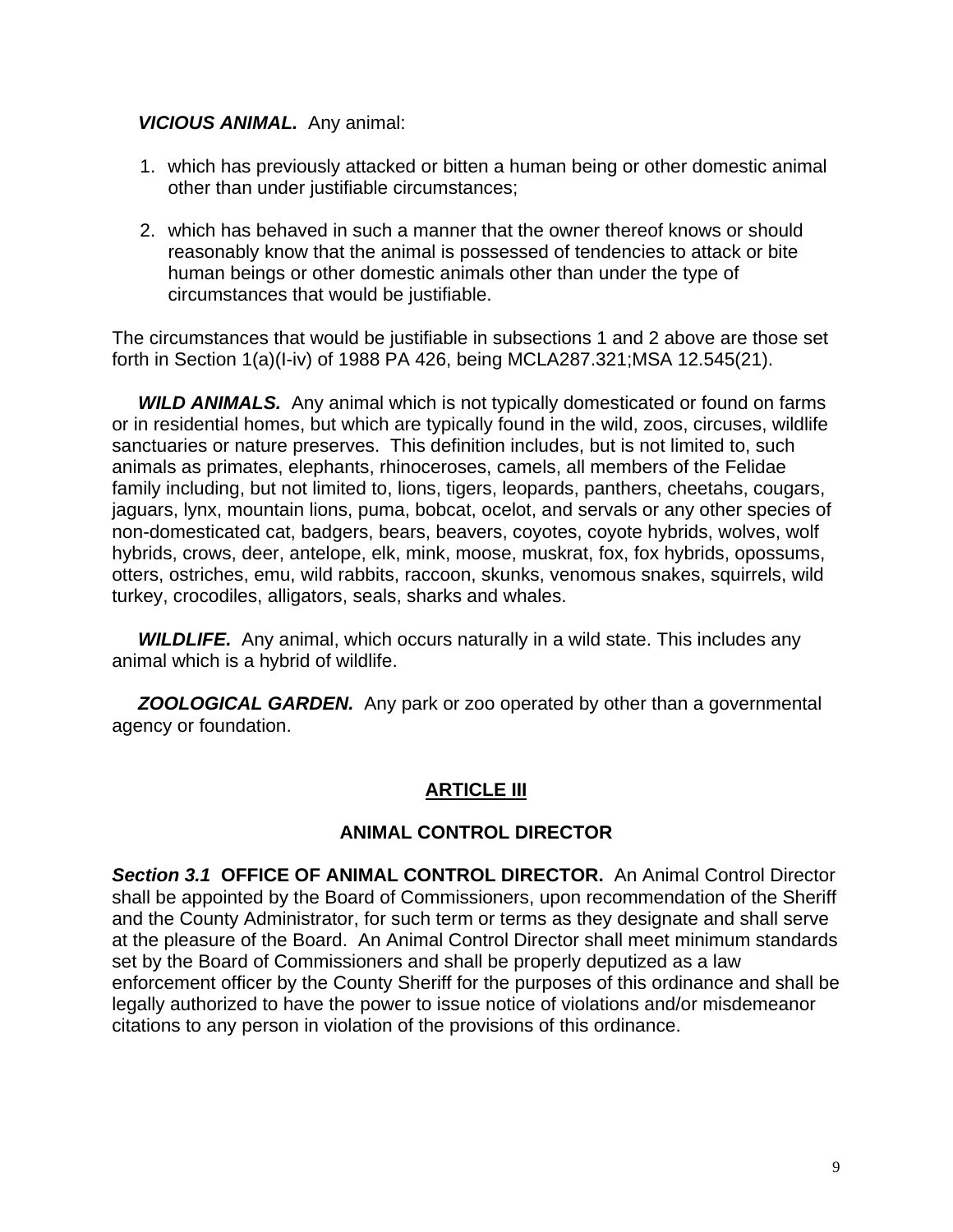***VICIOUS ANIMAL.*** Any animal:

1. which has previously attacked or bitten a human being or other domestic animal other than under justifiable circumstances;

2. which has behaved in such a manner that the owner thereof knows or should reasonably know that the animal is possessed of tendencies to attack or bite human beings or other domestic animals other than under the type of circumstances that would be justifiable.

The circumstances that would be justifiable in subsections 1 and 2 above are those set forth in Section 1(a)(I-iv) of 1988 PA 426, being MCLA287.321;MSA 12.545(21).

***WILD ANIMALS.*** Any animal which is not typically domesticated or found on farms or in residential homes, but which are typically found in the wild, zoos, circuses, wildlife sanctuaries or nature preserves. This definition includes, but is not limited to, such animals as primates, elephants, rhinoceroses, camels, all members of the Felidae family including, but not limited to, lions, tigers, leopards, panthers, cheetahs, cougars, jaguars, lynx, mountain lions, puma, bobcat, ocelot, and servals or any other species of non-domesticated cat, badgers, bears, beavers, coyotes, coyote hybrids, wolves, wolf hybrids, crows, deer, antelope, elk, mink, moose, muskrat, fox, fox hybrids, opossums, otters, ostriches, emu, wild rabbits, raccoon, skunks, venomous snakes, squirrels, wild turkey, crocodiles, alligators, seals, sharks and whales.

***WILDLIFE.*** Any animal, which occurs naturally in a wild state. This includes any animal which is a hybrid of wildlife.

***ZOOLOGICAL GARDEN.*** Any park or zoo operated by other than a governmental agency or foundation.

## ARTICLE III

## ANIMAL CONTROL DIRECTOR

***Section 3.1*** **OFFICE OF ANIMAL CONTROL DIRECTOR.** An Animal Control Director shall be appointed by the Board of Commissioners, upon recommendation of the Sheriff and the County Administrator, for such term or terms as they designate and shall serve at the pleasure of the Board. An Animal Control Director shall meet minimum standards set by the Board of Commissioners and shall be properly deputized as a law enforcement officer by the County Sheriff for the purposes of this ordinance and shall be legally authorized to have the power to issue notice of violations and/or misdemeanor citations to any person in violation of the provisions of this ordinance.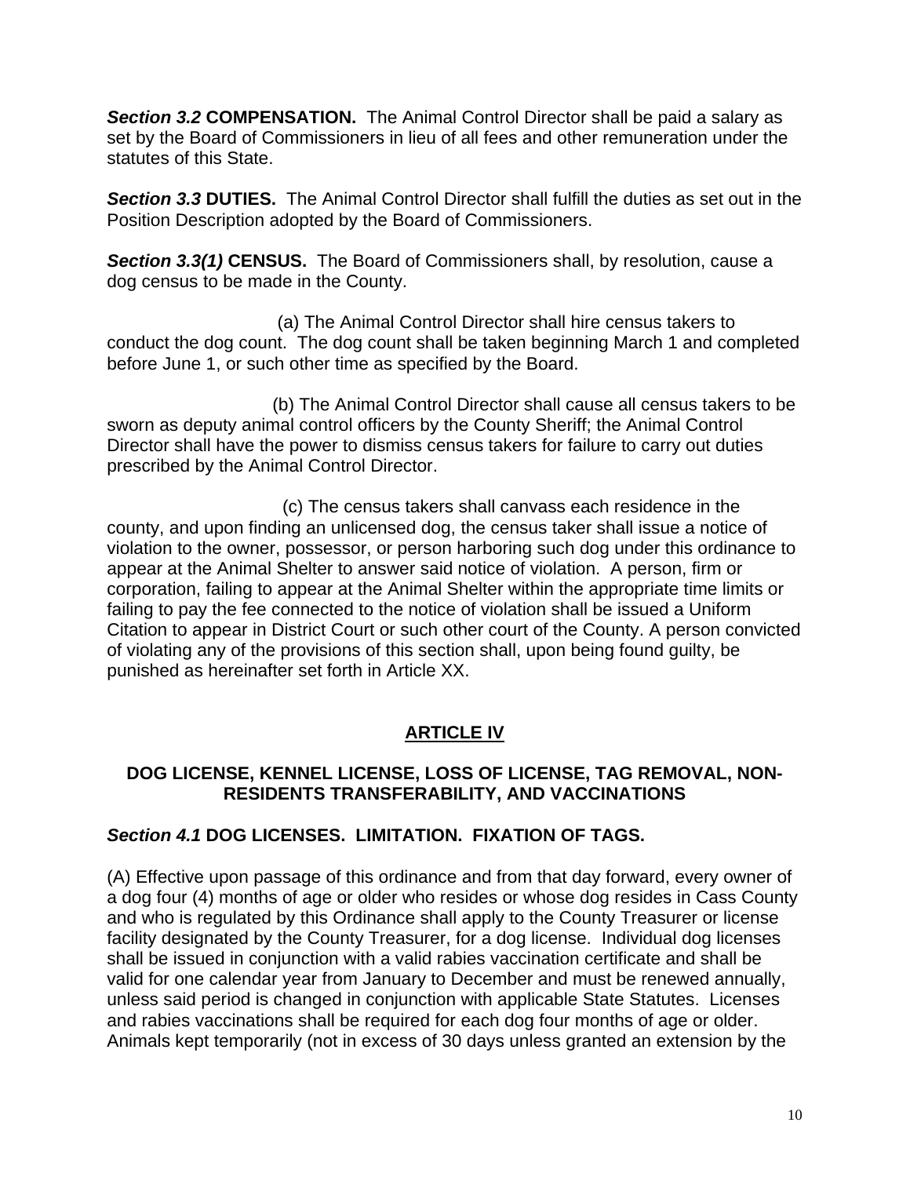***Section 3.2* COMPENSATION.** The Animal Control Director shall be paid a salary as set by the Board of Commissioners in lieu of all fees and other remuneration under the statutes of this State.

***Section 3.3* DUTIES.** The Animal Control Director shall fulfill the duties as set out in the Position Description adopted by the Board of Commissioners.

***Section 3.3(1)* CENSUS.** The Board of Commissioners shall, by resolution, cause a dog census to be made in the County.

(a) The Animal Control Director shall hire census takers to conduct the dog count. The dog count shall be taken beginning March 1 and completed before June 1, or such other time as specified by the Board.

(b) The Animal Control Director shall cause all census takers to be sworn as deputy animal control officers by the County Sheriff; the Animal Control Director shall have the power to dismiss census takers for failure to carry out duties prescribed by the Animal Control Director.

(c) The census takers shall canvass each residence in the county, and upon finding an unlicensed dog, the census taker shall issue a notice of violation to the owner, possessor, or person harboring such dog under this ordinance to appear at the Animal Shelter to answer said notice of violation. A person, firm or corporation, failing to appear at the Animal Shelter within the appropriate time limits or failing to pay the fee connected to the notice of violation shall be issued a Uniform Citation to appear in District Court or such other court of the County. A person convicted of violating any of the provisions of this section shall, upon being found guilty, be punished as hereinafter set forth in Article XX.

## ARTICLE IV

### DOG LICENSE, KENNEL LICENSE, LOSS OF LICENSE, TAG REMOVAL, NON-RESIDENTS TRANSFERABILITY, AND VACCINATIONS

***Section 4.1* DOG LICENSES. LIMITATION. FIXATION OF TAGS.**

(A) Effective upon passage of this ordinance and from that day forward, every owner of a dog four (4) months of age or older who resides or whose dog resides in Cass County and who is regulated by this Ordinance shall apply to the County Treasurer or license facility designated by the County Treasurer, for a dog license. Individual dog licenses shall be issued in conjunction with a valid rabies vaccination certificate and shall be valid for one calendar year from January to December and must be renewed annually, unless said period is changed in conjunction with applicable State Statutes. Licenses and rabies vaccinations shall be required for each dog four months of age or older. Animals kept temporarily (not in excess of 30 days unless granted an extension by the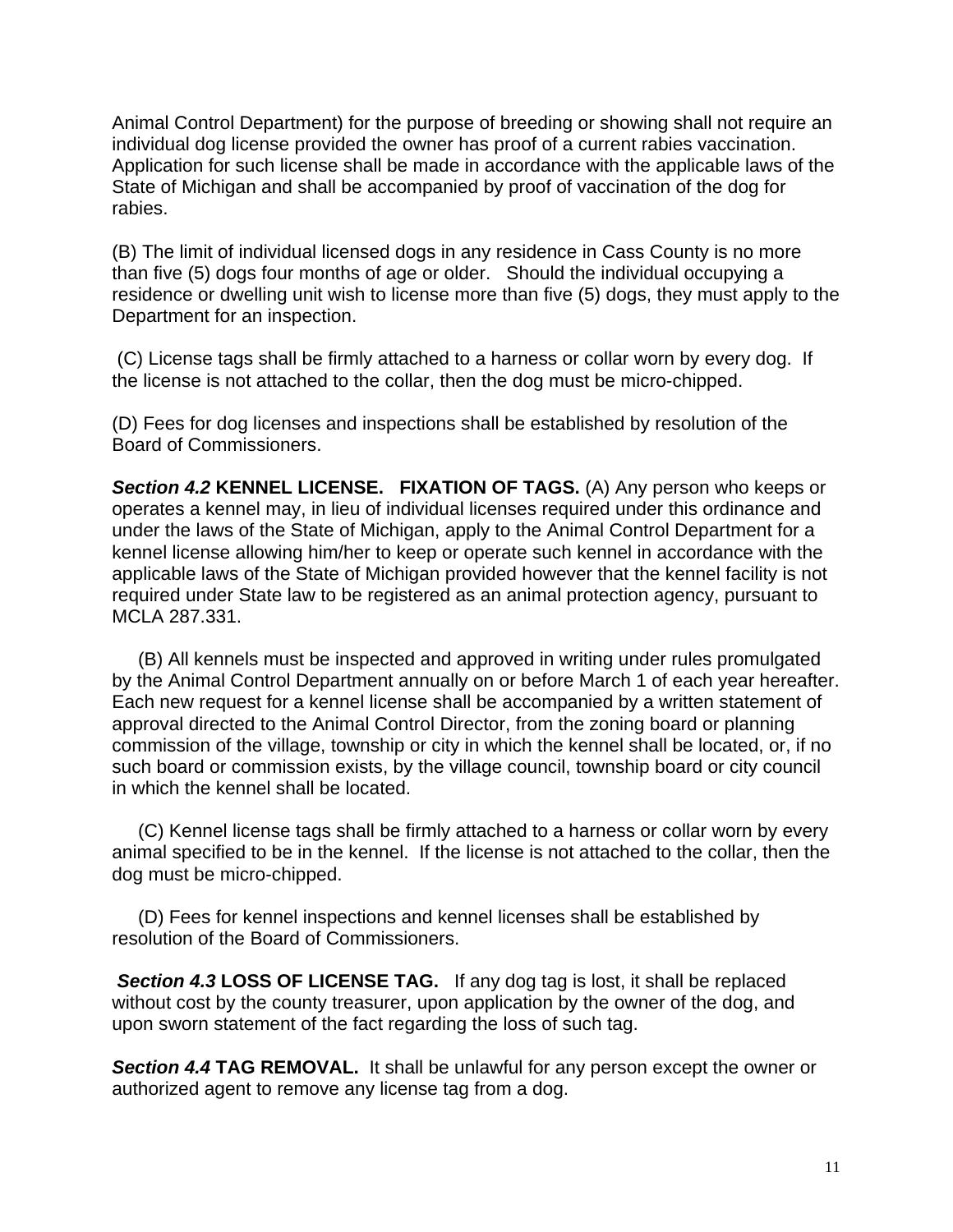Animal Control Department) for the purpose of breeding or showing shall not require an individual dog license provided the owner has proof of a current rabies vaccination. Application for such license shall be made in accordance with the applicable laws of the State of Michigan and shall be accompanied by proof of vaccination of the dog for rabies.

(B) The limit of individual licensed dogs in any residence in Cass County is no more than five (5) dogs four months of age or older. Should the individual occupying a residence or dwelling unit wish to license more than five (5) dogs, they must apply to the Department for an inspection.

(C) License tags shall be firmly attached to a harness or collar worn by every dog. If the license is not attached to the collar, then the dog must be micro-chipped.

(D) Fees for dog licenses and inspections shall be established by resolution of the Board of Commissioners.

***Section 4.2*** **KENNEL LICENSE. FIXATION OF TAGS.** (A) Any person who keeps or operates a kennel may, in lieu of individual licenses required under this ordinance and under the laws of the State of Michigan, apply to the Animal Control Department for a kennel license allowing him/her to keep or operate such kennel in accordance with the applicable laws of the State of Michigan provided however that the kennel facility is not required under State law to be registered as an animal protection agency, pursuant to MCLA 287.331.

(B) All kennels must be inspected and approved in writing under rules promulgated by the Animal Control Department annually on or before March 1 of each year hereafter. Each new request for a kennel license shall be accompanied by a written statement of approval directed to the Animal Control Director, from the zoning board or planning commission of the village, township or city in which the kennel shall be located, or, if no such board or commission exists, by the village council, township board or city council in which the kennel shall be located.

(C) Kennel license tags shall be firmly attached to a harness or collar worn by every animal specified to be in the kennel. If the license is not attached to the collar, then the dog must be micro-chipped.

(D) Fees for kennel inspections and kennel licenses shall be established by resolution of the Board of Commissioners.

***Section 4.3*** **LOSS OF LICENSE TAG.** If any dog tag is lost, it shall be replaced without cost by the county treasurer, upon application by the owner of the dog, and upon sworn statement of the fact regarding the loss of such tag.

***Section 4.4*** **TAG REMOVAL.** It shall be unlawful for any person except the owner or authorized agent to remove any license tag from a dog.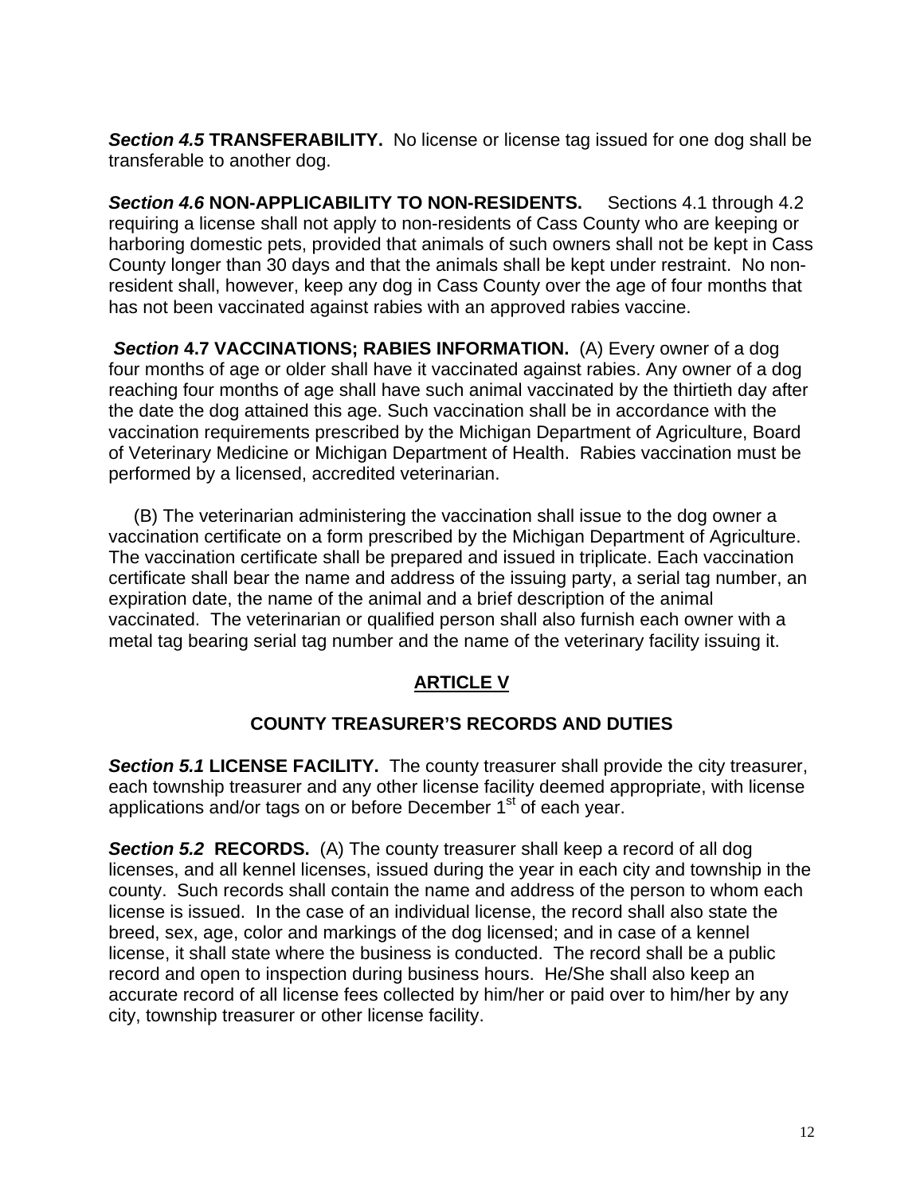***Section 4.5*** **TRANSFERABILITY.** No license or license tag issued for one dog shall be transferable to another dog.

***Section 4.6*** **NON-APPLICABILITY TO NON-RESIDENTS.** Sections 4.1 through 4.2 requiring a license shall not apply to non-residents of Cass County who are keeping or harboring domestic pets, provided that animals of such owners shall not be kept in Cass County longer than 30 days and that the animals shall be kept under restraint. No non-resident shall, however, keep any dog in Cass County over the age of four months that has not been vaccinated against rabies with an approved rabies vaccine.

***Section*** **4.7 VACCINATIONS; RABIES INFORMATION.** (A) Every owner of a dog four months of age or older shall have it vaccinated against rabies. Any owner of a dog reaching four months of age shall have such animal vaccinated by the thirtieth day after the date the dog attained this age. Such vaccination shall be in accordance with the vaccination requirements prescribed by the Michigan Department of Agriculture, Board of Veterinary Medicine or Michigan Department of Health. Rabies vaccination must be performed by a licensed, accredited veterinarian.

(B) The veterinarian administering the vaccination shall issue to the dog owner a vaccination certificate on a form prescribed by the Michigan Department of Agriculture. The vaccination certificate shall be prepared and issued in triplicate. Each vaccination certificate shall bear the name and address of the issuing party, a serial tag number, an expiration date, the name of the animal and a brief description of the animal vaccinated. The veterinarian or qualified person shall also furnish each owner with a metal tag bearing serial tag number and the name of the veterinary facility issuing it.

## ARTICLE V

## COUNTY TREASURER'S RECORDS AND DUTIES

***Section 5.1*** **LICENSE FACILITY.** The county treasurer shall provide the city treasurer, each township treasurer and any other license facility deemed appropriate, with license applications and/or tags on or before December 1st of each year.

***Section 5.2*** **RECORDS.** (A) The county treasurer shall keep a record of all dog licenses, and all kennel licenses, issued during the year in each city and township in the county. Such records shall contain the name and address of the person to whom each license is issued. In the case of an individual license, the record shall also state the breed, sex, age, color and markings of the dog licensed; and in case of a kennel license, it shall state where the business is conducted. The record shall be a public record and open to inspection during business hours. He/She shall also keep an accurate record of all license fees collected by him/her or paid over to him/her by any city, township treasurer or other license facility.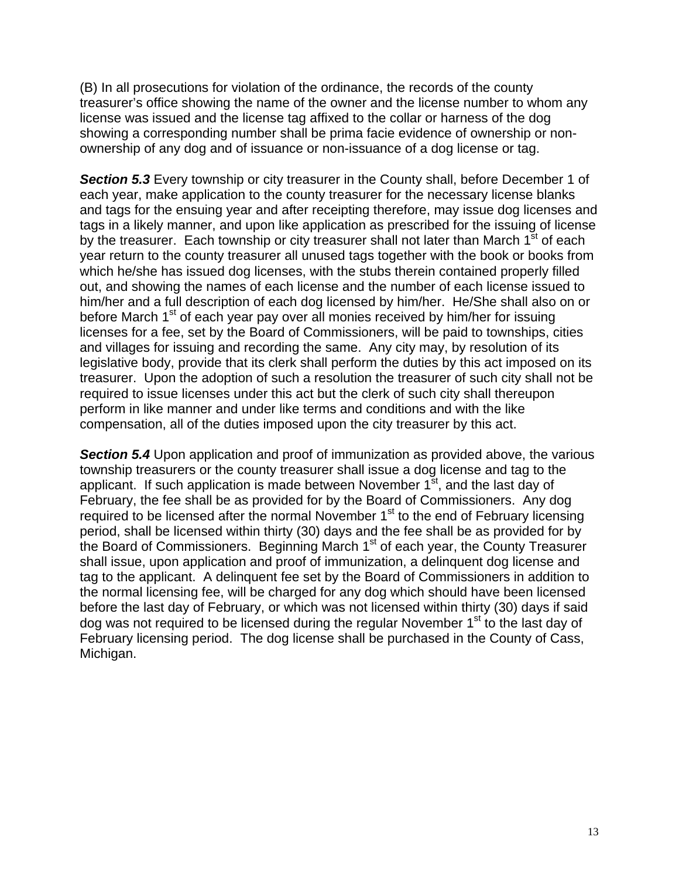(B) In all prosecutions for violation of the ordinance, the records of the county treasurer's office showing the name of the owner and the license number to whom any license was issued and the license tag affixed to the collar or harness of the dog showing a corresponding number shall be prima facie evidence of ownership or non-ownership of any dog and of issuance or non-issuance of a dog license or tag.

***Section 5.3*** Every township or city treasurer in the County shall, before December 1 of each year, make application to the county treasurer for the necessary license blanks and tags for the ensuing year and after receipting therefore, may issue dog licenses and tags in a likely manner, and upon like application as prescribed for the issuing of license by the treasurer. Each township or city treasurer shall not later than March 1st of each year return to the county treasurer all unused tags together with the book or books from which he/she has issued dog licenses, with the stubs therein contained properly filled out, and showing the names of each license and the number of each license issued to him/her and a full description of each dog licensed by him/her. He/She shall also on or before March 1st of each year pay over all monies received by him/her for issuing licenses for a fee, set by the Board of Commissioners, will be paid to townships, cities and villages for issuing and recording the same. Any city may, by resolution of its legislative body, provide that its clerk shall perform the duties by this act imposed on its treasurer. Upon the adoption of such a resolution the treasurer of such city shall not be required to issue licenses under this act but the clerk of such city shall thereupon perform in like manner and under like terms and conditions and with the like compensation, all of the duties imposed upon the city treasurer by this act.

***Section 5.4*** Upon application and proof of immunization as provided above, the various township treasurers or the county treasurer shall issue a dog license and tag to the applicant. If such application is made between November 1st, and the last day of February, the fee shall be as provided for by the Board of Commissioners. Any dog required to be licensed after the normal November 1st to the end of February licensing period, shall be licensed within thirty (30) days and the fee shall be as provided for by the Board of Commissioners. Beginning March 1st of each year, the County Treasurer shall issue, upon application and proof of immunization, a delinquent dog license and tag to the applicant. A delinquent fee set by the Board of Commissioners in addition to the normal licensing fee, will be charged for any dog which should have been licensed before the last day of February, or which was not licensed within thirty (30) days if said dog was not required to be licensed during the regular November 1st to the last day of February licensing period. The dog license shall be purchased in the County of Cass, Michigan.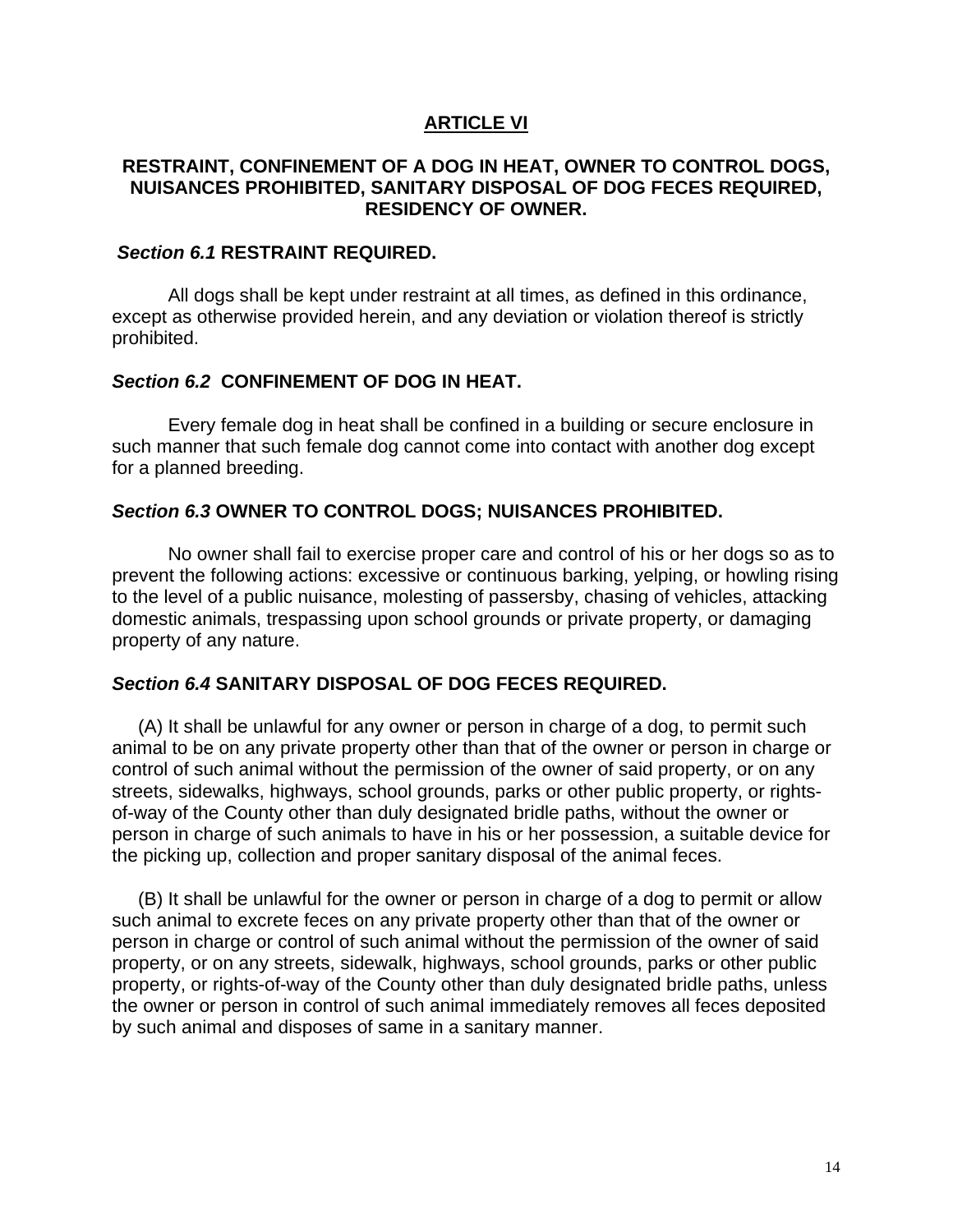## ARTICLE VI

### RESTRAINT, CONFINEMENT OF A DOG IN HEAT, OWNER TO CONTROL DOGS, NUISANCES PROHIBITED, SANITARY DISPOSAL OF DOG FECES REQUIRED, RESIDENCY OF OWNER.

#### *Section 6.1* RESTRAINT REQUIRED.

All dogs shall be kept under restraint at all times, as defined in this ordinance, except as otherwise provided herein, and any deviation or violation thereof is strictly prohibited.

#### *Section 6.2* CONFINEMENT OF DOG IN HEAT.

Every female dog in heat shall be confined in a building or secure enclosure in such manner that such female dog cannot come into contact with another dog except for a planned breeding.

#### *Section 6.3* OWNER TO CONTROL DOGS; NUISANCES PROHIBITED.

No owner shall fail to exercise proper care and control of his or her dogs so as to prevent the following actions: excessive or continuous barking, yelping, or howling rising to the level of a public nuisance, molesting of passersby, chasing of vehicles, attacking domestic animals, trespassing upon school grounds or private property, or damaging property of any nature.

#### *Section 6.4* SANITARY DISPOSAL OF DOG FECES REQUIRED.

(A) It shall be unlawful for any owner or person in charge of a dog, to permit such animal to be on any private property other than that of the owner or person in charge or control of such animal without the permission of the owner of said property, or on any streets, sidewalks, highways, school grounds, parks or other public property, or rights-of-way of the County other than duly designated bridle paths, without the owner or person in charge of such animals to have in his or her possession, a suitable device for the picking up, collection and proper sanitary disposal of the animal feces.

(B) It shall be unlawful for the owner or person in charge of a dog to permit or allow such animal to excrete feces on any private property other than that of the owner or person in charge or control of such animal without the permission of the owner of said property, or on any streets, sidewalk, highways, school grounds, parks or other public property, or rights-of-way of the County other than duly designated bridle paths, unless the owner or person in control of such animal immediately removes all feces deposited by such animal and disposes of same in a sanitary manner.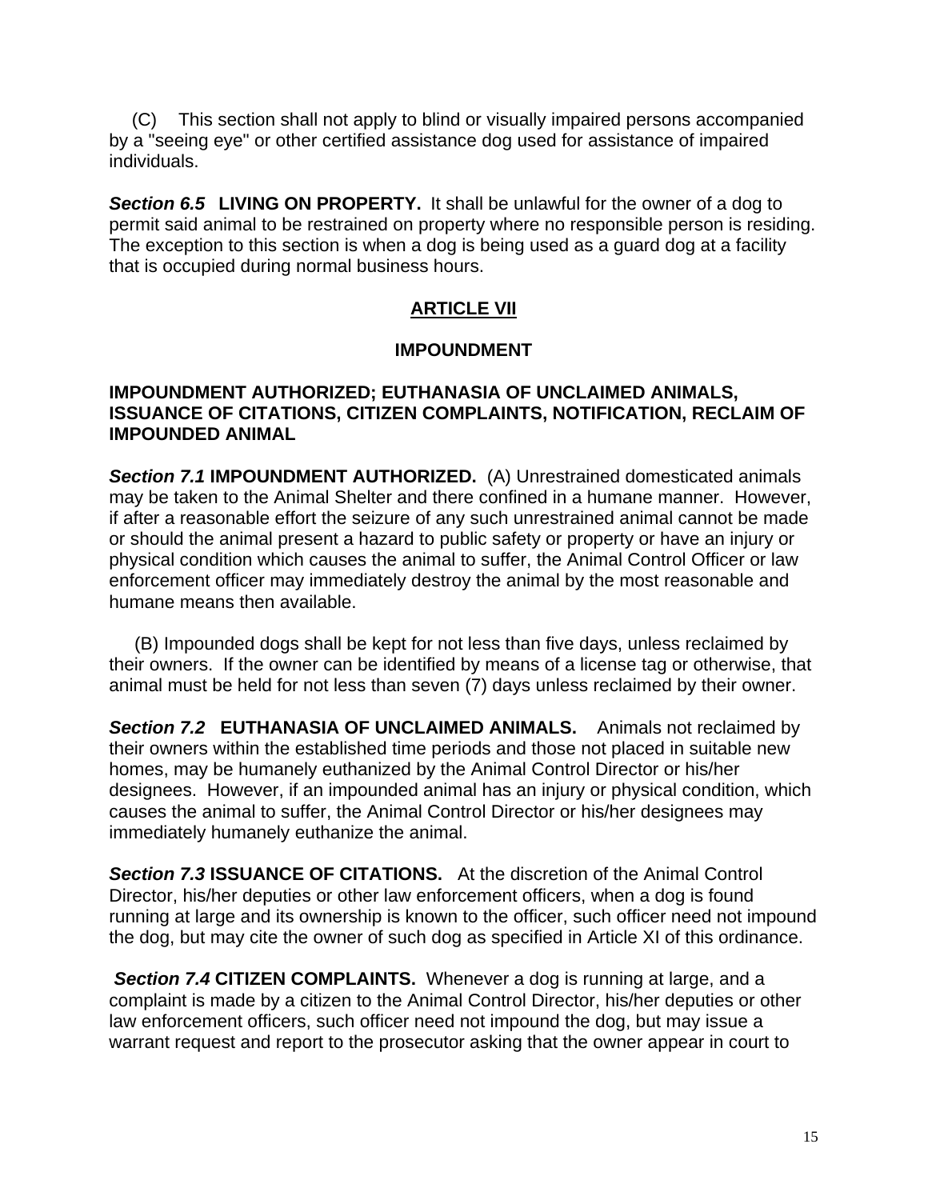(C) This section shall not apply to blind or visually impaired persons accompanied by a "seeing eye" or other certified assistance dog used for assistance of impaired individuals.

***Section 6.5*** **LIVING ON PROPERTY.** It shall be unlawful for the owner of a dog to permit said animal to be restrained on property where no responsible person is residing. The exception to this section is when a dog is being used as a guard dog at a facility that is occupied during normal business hours.

## ARTICLE VII

## IMPOUNDMENT

**IMPOUNDMENT AUTHORIZED; EUTHANASIA OF UNCLAIMED ANIMALS, ISSUANCE OF CITATIONS, CITIZEN COMPLAINTS, NOTIFICATION, RECLAIM OF IMPOUNDED ANIMAL**

***Section 7.1*** **IMPOUNDMENT AUTHORIZED.** (A) Unrestrained domesticated animals may be taken to the Animal Shelter and there confined in a humane manner. However, if after a reasonable effort the seizure of any such unrestrained animal cannot be made or should the animal present a hazard to public safety or property or have an injury or physical condition which causes the animal to suffer, the Animal Control Officer or law enforcement officer may immediately destroy the animal by the most reasonable and humane means then available.

(B) Impounded dogs shall be kept for not less than five days, unless reclaimed by their owners. If the owner can be identified by means of a license tag or otherwise, that animal must be held for not less than seven (7) days unless reclaimed by their owner.

***Section 7.2*** **EUTHANASIA OF UNCLAIMED ANIMALS.** Animals not reclaimed by their owners within the established time periods and those not placed in suitable new homes, may be humanely euthanized by the Animal Control Director or his/her designees. However, if an impounded animal has an injury or physical condition, which causes the animal to suffer, the Animal Control Director or his/her designees may immediately humanely euthanize the animal.

***Section 7.3*** **ISSUANCE OF CITATIONS.** At the discretion of the Animal Control Director, his/her deputies or other law enforcement officers, when a dog is found running at large and its ownership is known to the officer, such officer need not impound the dog, but may cite the owner of such dog as specified in Article XI of this ordinance.

***Section 7.4*** **CITIZEN COMPLAINTS.** Whenever a dog is running at large, and a complaint is made by a citizen to the Animal Control Director, his/her deputies or other law enforcement officers, such officer need not impound the dog, but may issue a warrant request and report to the prosecutor asking that the owner appear in court to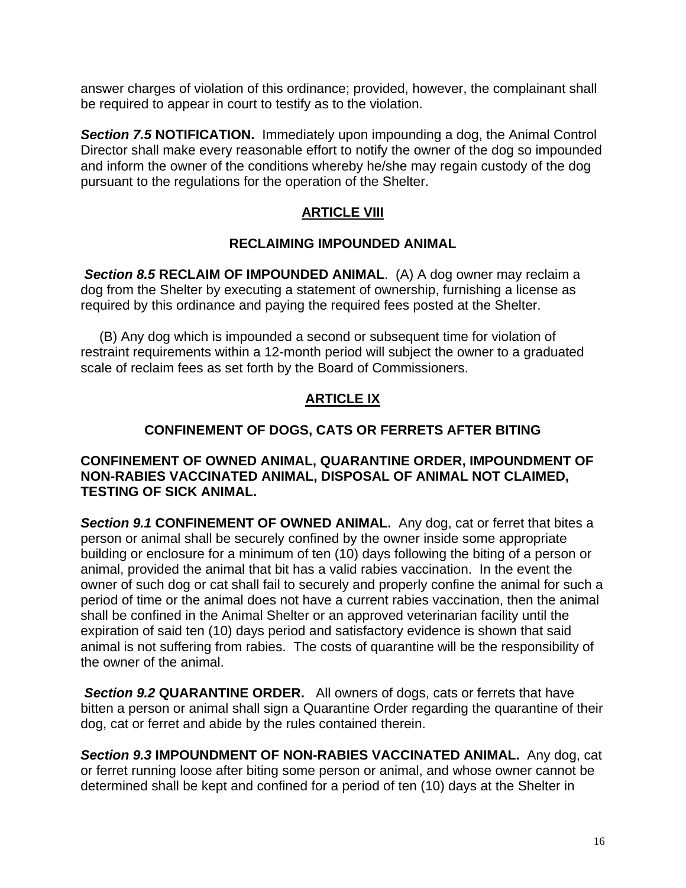answer charges of violation of this ordinance; provided, however, the complainant shall be required to appear in court to testify as to the violation.

***Section 7.5*** **NOTIFICATION.** Immediately upon impounding a dog, the Animal Control Director shall make every reasonable effort to notify the owner of the dog so impounded and inform the owner of the conditions whereby he/she may regain custody of the dog pursuant to the regulations for the operation of the Shelter.

## ARTICLE VIII

### RECLAIMING IMPOUNDED ANIMAL

***Section 8.5*** **RECLAIM OF IMPOUNDED ANIMAL**. (A) A dog owner may reclaim a dog from the Shelter by executing a statement of ownership, furnishing a license as required by this ordinance and paying the required fees posted at the Shelter.

(B) Any dog which is impounded a second or subsequent time for violation of restraint requirements within a 12-month period will subject the owner to a graduated scale of reclaim fees as set forth by the Board of Commissioners.

## ARTICLE IX

### CONFINEMENT OF DOGS, CATS OR FERRETS AFTER BITING

**CONFINEMENT OF OWNED ANIMAL, QUARANTINE ORDER, IMPOUNDMENT OF NON-RABIES VACCINATED ANIMAL, DISPOSAL OF ANIMAL NOT CLAIMED, TESTING OF SICK ANIMAL.**

***Section 9.1*** **CONFINEMENT OF OWNED ANIMAL.** Any dog, cat or ferret that bites a person or animal shall be securely confined by the owner inside some appropriate building or enclosure for a minimum of ten (10) days following the biting of a person or animal, provided the animal that bit has a valid rabies vaccination. In the event the owner of such dog or cat shall fail to securely and properly confine the animal for such a period of time or the animal does not have a current rabies vaccination, then the animal shall be confined in the Animal Shelter or an approved veterinarian facility until the expiration of said ten (10) days period and satisfactory evidence is shown that said animal is not suffering from rabies. The costs of quarantine will be the responsibility of the owner of the animal.

***Section 9.2*** **QUARANTINE ORDER.** All owners of dogs, cats or ferrets that have bitten a person or animal shall sign a Quarantine Order regarding the quarantine of their dog, cat or ferret and abide by the rules contained therein.

***Section 9.3*** **IMPOUNDMENT OF NON-RABIES VACCINATED ANIMAL.** Any dog, cat or ferret running loose after biting some person or animal, and whose owner cannot be determined shall be kept and confined for a period of ten (10) days at the Shelter in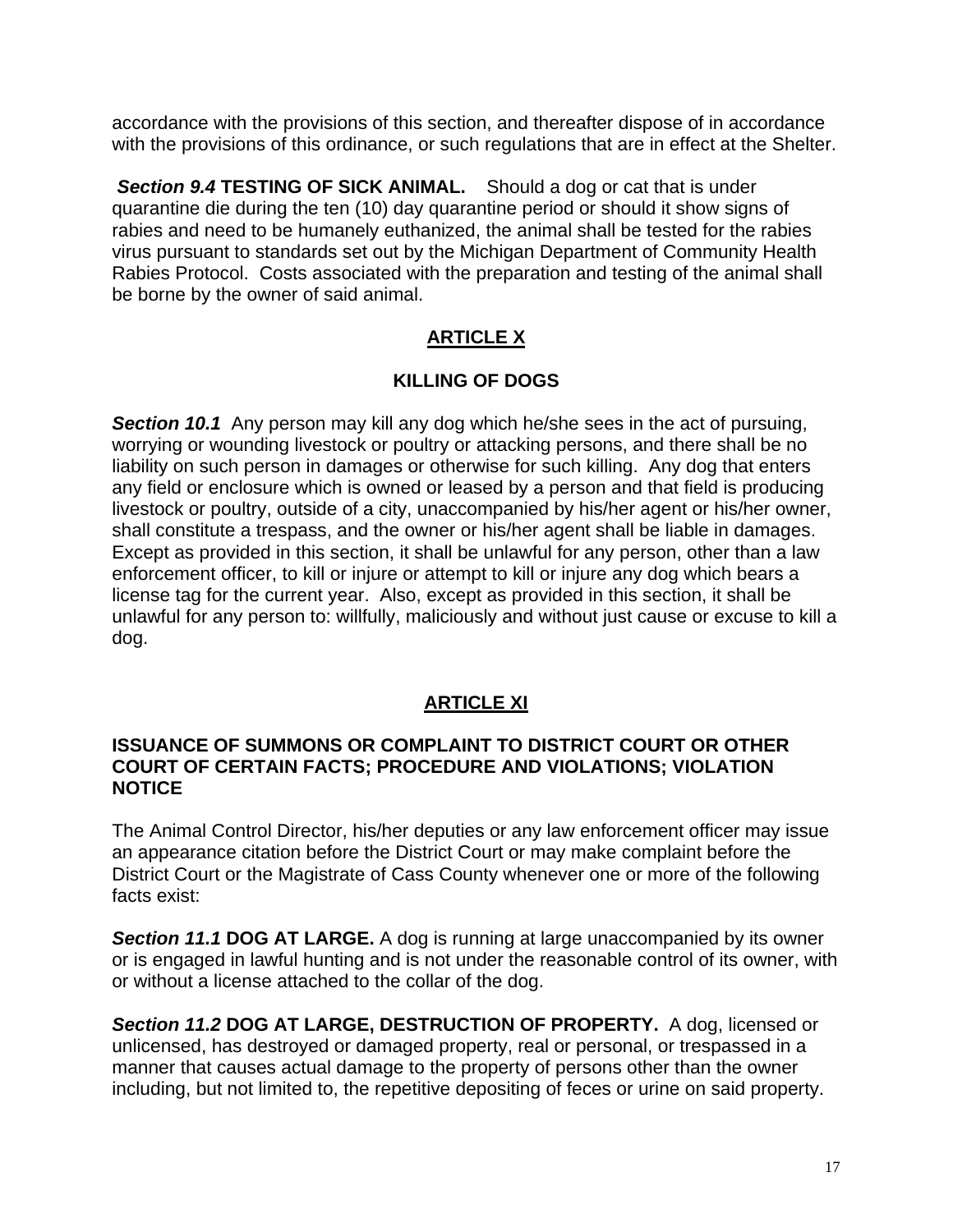accordance with the provisions of this section, and thereafter dispose of in accordance with the provisions of this ordinance, or such regulations that are in effect at the Shelter.

***Section 9.4*** **TESTING OF SICK ANIMAL.** Should a dog or cat that is under quarantine die during the ten (10) day quarantine period or should it show signs of rabies and need to be humanely euthanized, the animal shall be tested for the rabies virus pursuant to standards set out by the Michigan Department of Community Health Rabies Protocol. Costs associated with the preparation and testing of the animal shall be borne by the owner of said animal.

## ARTICLE X

## KILLING OF DOGS

***Section 10.1*** Any person may kill any dog which he/she sees in the act of pursuing, worrying or wounding livestock or poultry or attacking persons, and there shall be no liability on such person in damages or otherwise for such killing. Any dog that enters any field or enclosure which is owned or leased by a person and that field is producing livestock or poultry, outside of a city, unaccompanied by his/her agent or his/her owner, shall constitute a trespass, and the owner or his/her agent shall be liable in damages. Except as provided in this section, it shall be unlawful for any person, other than a law enforcement officer, to kill or injure or attempt to kill or injure any dog which bears a license tag for the current year. Also, except as provided in this section, it shall be unlawful for any person to: willfully, maliciously and without just cause or excuse to kill a dog.

## ARTICLE XI

### ISSUANCE OF SUMMONS OR COMPLAINT TO DISTRICT COURT OR OTHER COURT OF CERTAIN FACTS; PROCEDURE AND VIOLATIONS; VIOLATION NOTICE

The Animal Control Director, his/her deputies or any law enforcement officer may issue an appearance citation before the District Court or may make complaint before the District Court or the Magistrate of Cass County whenever one or more of the following facts exist:

***Section 11.1*** **DOG AT LARGE.** A dog is running at large unaccompanied by its owner or is engaged in lawful hunting and is not under the reasonable control of its owner, with or without a license attached to the collar of the dog.

***Section 11.2*** **DOG AT LARGE, DESTRUCTION OF PROPERTY.** A dog, licensed or unlicensed, has destroyed or damaged property, real or personal, or trespassed in a manner that causes actual damage to the property of persons other than the owner including, but not limited to, the repetitive depositing of feces or urine on said property.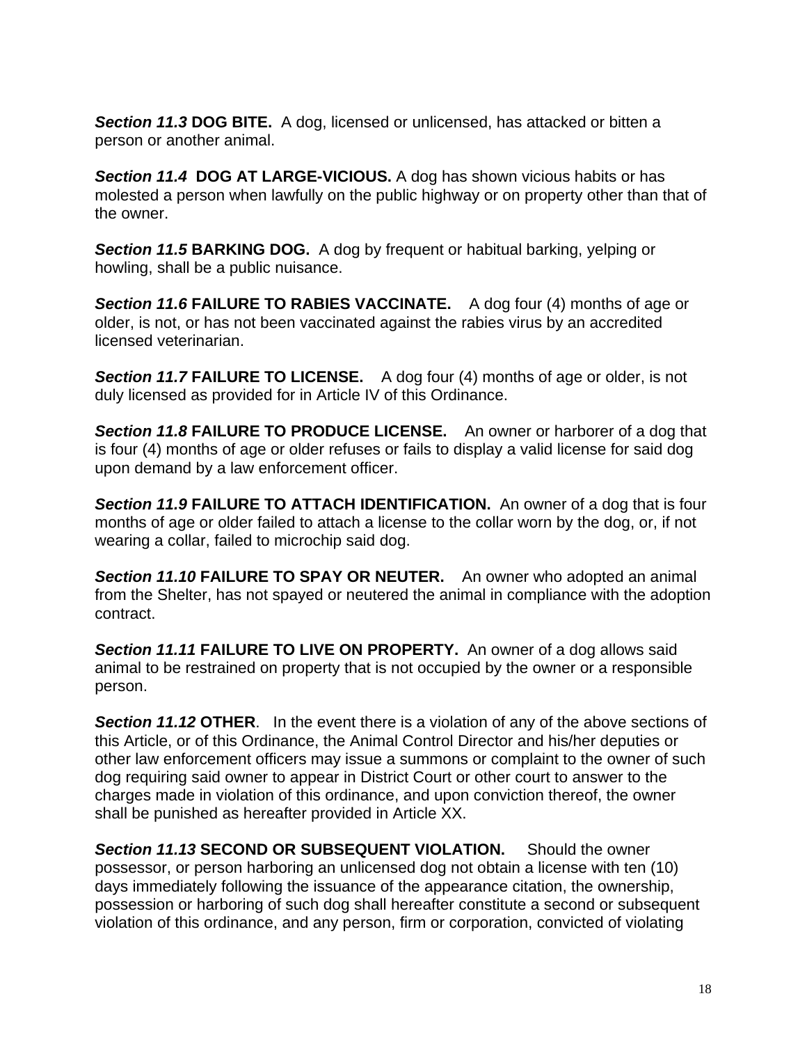***Section 11.3*** **DOG BITE.** A dog, licensed or unlicensed, has attacked or bitten a person or another animal.

***Section 11.4*** **DOG AT LARGE-VICIOUS.** A dog has shown vicious habits or has molested a person when lawfully on the public highway or on property other than that of the owner.

***Section 11.5*** **BARKING DOG.** A dog by frequent or habitual barking, yelping or howling, shall be a public nuisance.

***Section 11.6*** **FAILURE TO RABIES VACCINATE.** A dog four (4) months of age or older, is not, or has not been vaccinated against the rabies virus by an accredited licensed veterinarian.

***Section 11.7*** **FAILURE TO LICENSE.** A dog four (4) months of age or older, is not duly licensed as provided for in Article IV of this Ordinance.

***Section 11.8*** **FAILURE TO PRODUCE LICENSE.** An owner or harborer of a dog that is four (4) months of age or older refuses or fails to display a valid license for said dog upon demand by a law enforcement officer.

***Section 11.9*** **FAILURE TO ATTACH IDENTIFICATION.** An owner of a dog that is four months of age or older failed to attach a license to the collar worn by the dog, or, if not wearing a collar, failed to microchip said dog.

***Section 11.10*** **FAILURE TO SPAY OR NEUTER.** An owner who adopted an animal from the Shelter, has not spayed or neutered the animal in compliance with the adoption contract.

***Section 11.11*** **FAILURE TO LIVE ON PROPERTY.** An owner of a dog allows said animal to be restrained on property that is not occupied by the owner or a responsible person.

***Section 11.12*** **OTHER**. In the event there is a violation of any of the above sections of this Article, or of this Ordinance, the Animal Control Director and his/her deputies or other law enforcement officers may issue a summons or complaint to the owner of such dog requiring said owner to appear in District Court or other court to answer to the charges made in violation of this ordinance, and upon conviction thereof, the owner shall be punished as hereafter provided in Article XX.

***Section 11.13*** **SECOND OR SUBSEQUENT VIOLATION.** Should the owner possessor, or person harboring an unlicensed dog not obtain a license with ten (10) days immediately following the issuance of the appearance citation, the ownership, possession or harboring of such dog shall hereafter constitute a second or subsequent violation of this ordinance, and any person, firm or corporation, convicted of violating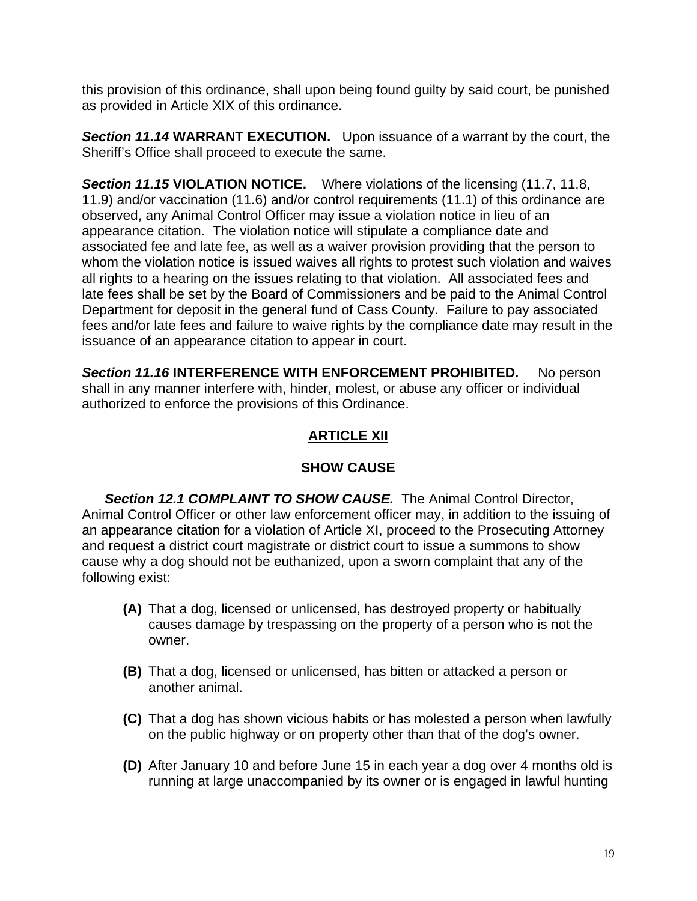this provision of this ordinance, shall upon being found guilty by said court, be punished as provided in Article XIX of this ordinance.

***Section 11.14*** **WARRANT EXECUTION.** Upon issuance of a warrant by the court, the Sheriff's Office shall proceed to execute the same.

***Section 11.15*** **VIOLATION NOTICE.** Where violations of the licensing (11.7, 11.8, 11.9) and/or vaccination (11.6) and/or control requirements (11.1) of this ordinance are observed, any Animal Control Officer may issue a violation notice in lieu of an appearance citation. The violation notice will stipulate a compliance date and associated fee and late fee, as well as a waiver provision providing that the person to whom the violation notice is issued waives all rights to protest such violation and waives all rights to a hearing on the issues relating to that violation. All associated fees and late fees shall be set by the Board of Commissioners and be paid to the Animal Control Department for deposit in the general fund of Cass County. Failure to pay associated fees and/or late fees and failure to waive rights by the compliance date may result in the issuance of an appearance citation to appear in court.

***Section 11.16*** **INTERFERENCE WITH ENFORCEMENT PROHIBITED.** No person shall in any manner interfere with, hinder, molest, or abuse any officer or individual authorized to enforce the provisions of this Ordinance.

## ARTICLE XII

## SHOW CAUSE

***Section 12.1 COMPLAINT TO SHOW CAUSE.*** The Animal Control Director, Animal Control Officer or other law enforcement officer may, in addition to the issuing of an appearance citation for a violation of Article XI, proceed to the Prosecuting Attorney and request a district court magistrate or district court to issue a summons to show cause why a dog should not be euthanized, upon a sworn complaint that any of the following exist:

**(A)** That a dog, licensed or unlicensed, has destroyed property or habitually causes damage by trespassing on the property of a person who is not the owner.

**(B)** That a dog, licensed or unlicensed, has bitten or attacked a person or another animal.

**(C)** That a dog has shown vicious habits or has molested a person when lawfully on the public highway or on property other than that of the dog's owner.

**(D)** After January 10 and before June 15 in each year a dog over 4 months old is running at large unaccompanied by its owner or is engaged in lawful hunting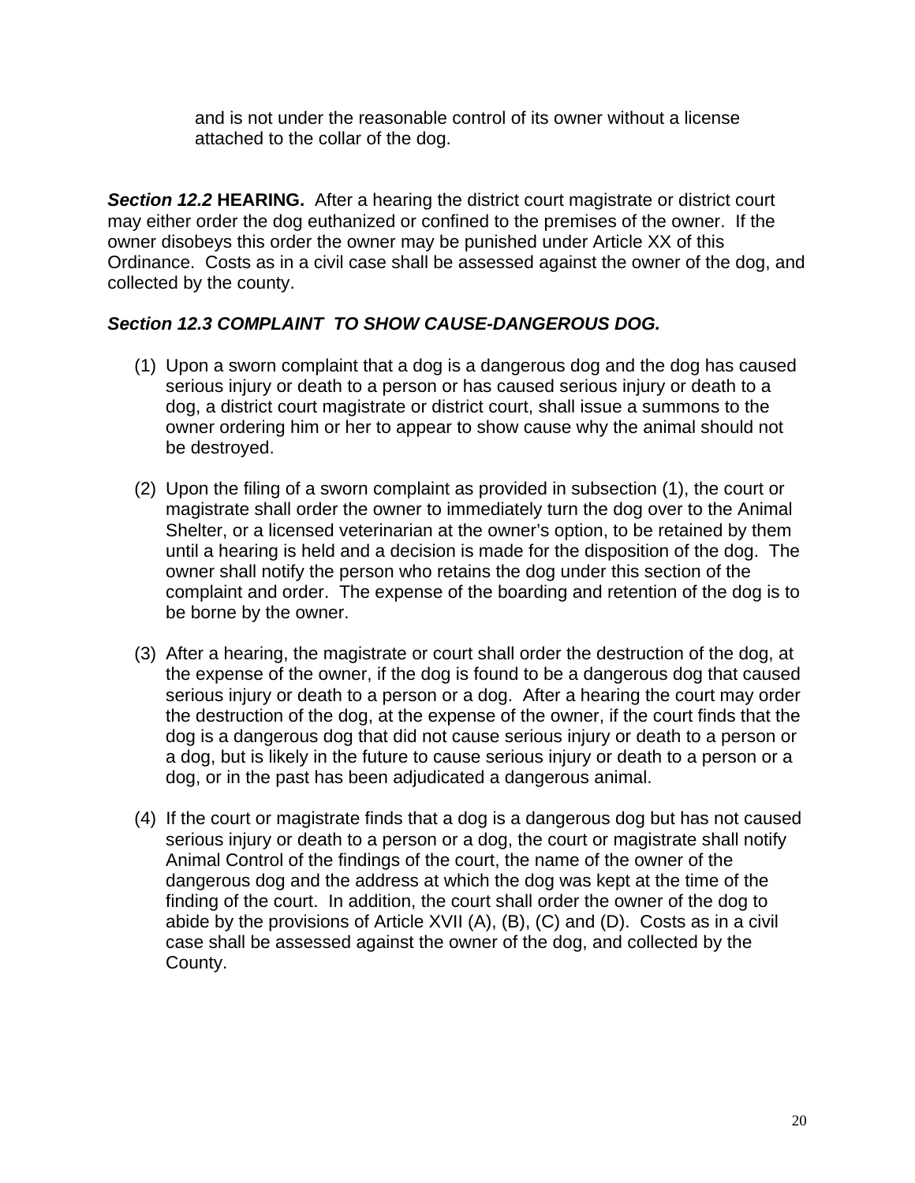and is not under the reasonable control of its owner without a license attached to the collar of the dog.

***Section 12.2*** **HEARING.** After a hearing the district court magistrate or district court may either order the dog euthanized or confined to the premises of the owner. If the owner disobeys this order the owner may be punished under Article XX of this Ordinance. Costs as in a civil case shall be assessed against the owner of the dog, and collected by the county.

***Section 12.3 COMPLAINT TO SHOW CAUSE-DANGEROUS DOG.***

(1) Upon a sworn complaint that a dog is a dangerous dog and the dog has caused serious injury or death to a person or has caused serious injury or death to a dog, a district court magistrate or district court, shall issue a summons to the owner ordering him or her to appear to show cause why the animal should not be destroyed.

(2) Upon the filing of a sworn complaint as provided in subsection (1), the court or magistrate shall order the owner to immediately turn the dog over to the Animal Shelter, or a licensed veterinarian at the owner's option, to be retained by them until a hearing is held and a decision is made for the disposition of the dog. The owner shall notify the person who retains the dog under this section of the complaint and order. The expense of the boarding and retention of the dog is to be borne by the owner.

(3) After a hearing, the magistrate or court shall order the destruction of the dog, at the expense of the owner, if the dog is found to be a dangerous dog that caused serious injury or death to a person or a dog. After a hearing the court may order the destruction of the dog, at the expense of the owner, if the court finds that the dog is a dangerous dog that did not cause serious injury or death to a person or a dog, but is likely in the future to cause serious injury or death to a person or a dog, or in the past has been adjudicated a dangerous animal.

(4) If the court or magistrate finds that a dog is a dangerous dog but has not caused serious injury or death to a person or a dog, the court or magistrate shall notify Animal Control of the findings of the court, the name of the owner of the dangerous dog and the address at which the dog was kept at the time of the finding of the court. In addition, the court shall order the owner of the dog to abide by the provisions of Article XVII (A), (B), (C) and (D). Costs as in a civil case shall be assessed against the owner of the dog, and collected by the County.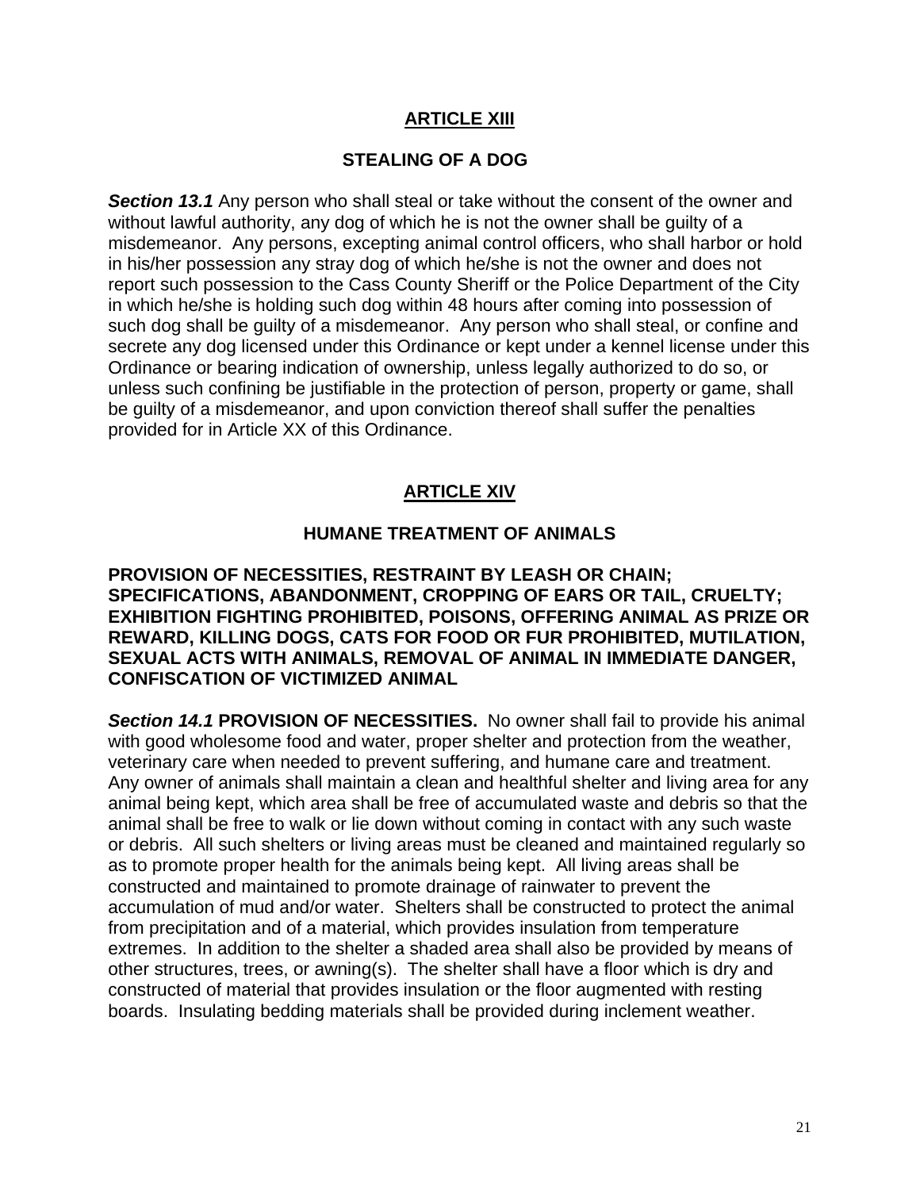## ARTICLE XIII

### STEALING OF A DOG

***Section 13.1*** Any person who shall steal or take without the consent of the owner and without lawful authority, any dog of which he is not the owner shall be guilty of a misdemeanor. Any persons, excepting animal control officers, who shall harbor or hold in his/her possession any stray dog of which he/she is not the owner and does not report such possession to the Cass County Sheriff or the Police Department of the City in which he/she is holding such dog within 48 hours after coming into possession of such dog shall be guilty of a misdemeanor. Any person who shall steal, or confine and secrete any dog licensed under this Ordinance or kept under a kennel license under this Ordinance or bearing indication of ownership, unless legally authorized to do so, or unless such confining be justifiable in the protection of person, property or game, shall be guilty of a misdemeanor, and upon conviction thereof shall suffer the penalties provided for in Article XX of this Ordinance.

## ARTICLE XIV

### HUMANE TREATMENT OF ANIMALS

**PROVISION OF NECESSITIES, RESTRAINT BY LEASH OR CHAIN; SPECIFICATIONS, ABANDONMENT, CROPPING OF EARS OR TAIL, CRUELTY; EXHIBITION FIGHTING PROHIBITED, POISONS, OFFERING ANIMAL AS PRIZE OR REWARD, KILLING DOGS, CATS FOR FOOD OR FUR PROHIBITED, MUTILATION, SEXUAL ACTS WITH ANIMALS, REMOVAL OF ANIMAL IN IMMEDIATE DANGER, CONFISCATION OF VICTIMIZED ANIMAL**

***Section 14.1*** **PROVISION OF NECESSITIES.** No owner shall fail to provide his animal with good wholesome food and water, proper shelter and protection from the weather, veterinary care when needed to prevent suffering, and humane care and treatment. Any owner of animals shall maintain a clean and healthful shelter and living area for any animal being kept, which area shall be free of accumulated waste and debris so that the animal shall be free to walk or lie down without coming in contact with any such waste or debris. All such shelters or living areas must be cleaned and maintained regularly so as to promote proper health for the animals being kept. All living areas shall be constructed and maintained to promote drainage of rainwater to prevent the accumulation of mud and/or water. Shelters shall be constructed to protect the animal from precipitation and of a material, which provides insulation from temperature extremes. In addition to the shelter a shaded area shall also be provided by means of other structures, trees, or awning(s). The shelter shall have a floor which is dry and constructed of material that provides insulation or the floor augmented with resting boards. Insulating bedding materials shall be provided during inclement weather.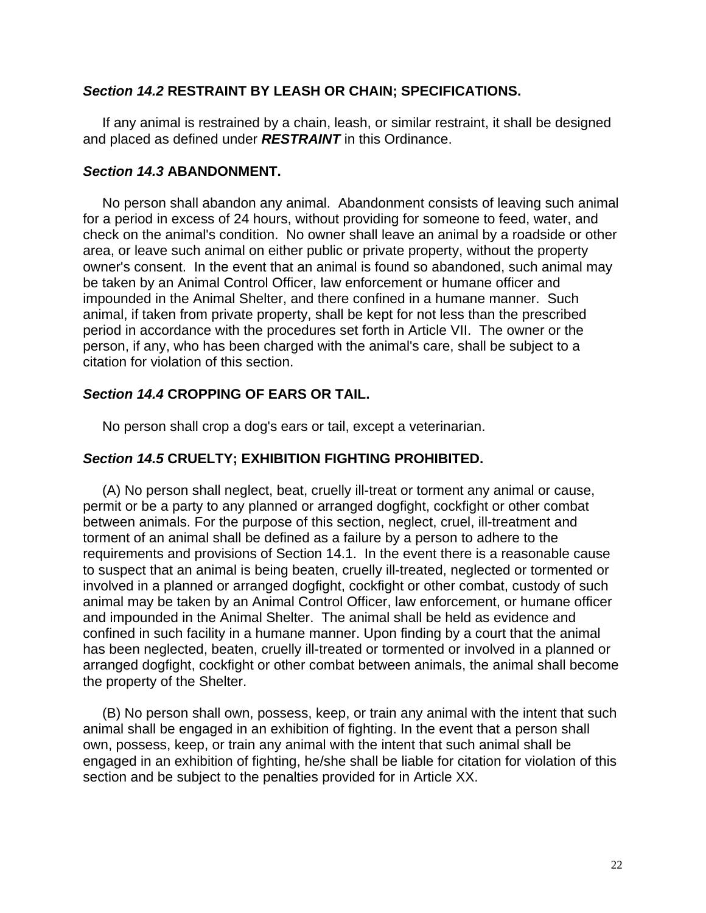### *Section 14.2* RESTRAINT BY LEASH OR CHAIN; SPECIFICATIONS.

If any animal is restrained by a chain, leash, or similar restraint, it shall be designed and placed as defined under ***RESTRAINT*** in this Ordinance.

### *Section 14.3* ABANDONMENT.

No person shall abandon any animal. Abandonment consists of leaving such animal for a period in excess of 24 hours, without providing for someone to feed, water, and check on the animal's condition. No owner shall leave an animal by a roadside or other area, or leave such animal on either public or private property, without the property owner's consent. In the event that an animal is found so abandoned, such animal may be taken by an Animal Control Officer, law enforcement or humane officer and impounded in the Animal Shelter, and there confined in a humane manner. Such animal, if taken from private property, shall be kept for not less than the prescribed period in accordance with the procedures set forth in Article VII. The owner or the person, if any, who has been charged with the animal's care, shall be subject to a citation for violation of this section.

### *Section 14.4* CROPPING OF EARS OR TAIL.

No person shall crop a dog's ears or tail, except a veterinarian.

### *Section 14.5* CRUELTY; EXHIBITION FIGHTING PROHIBITED.

(A) No person shall neglect, beat, cruelly ill-treat or torment any animal or cause, permit or be a party to any planned or arranged dogfight, cockfight or other combat between animals. For the purpose of this section, neglect, cruel, ill-treatment and torment of an animal shall be defined as a failure by a person to adhere to the requirements and provisions of Section 14.1. In the event there is a reasonable cause to suspect that an animal is being beaten, cruelly ill-treated, neglected or tormented or involved in a planned or arranged dogfight, cockfight or other combat, custody of such animal may be taken by an Animal Control Officer, law enforcement, or humane officer and impounded in the Animal Shelter. The animal shall be held as evidence and confined in such facility in a humane manner. Upon finding by a court that the animal has been neglected, beaten, cruelly ill-treated or tormented or involved in a planned or arranged dogfight, cockfight or other combat between animals, the animal shall become the property of the Shelter.

(B) No person shall own, possess, keep, or train any animal with the intent that such animal shall be engaged in an exhibition of fighting. In the event that a person shall own, possess, keep, or train any animal with the intent that such animal shall be engaged in an exhibition of fighting, he/she shall be liable for citation for violation of this section and be subject to the penalties provided for in Article XX.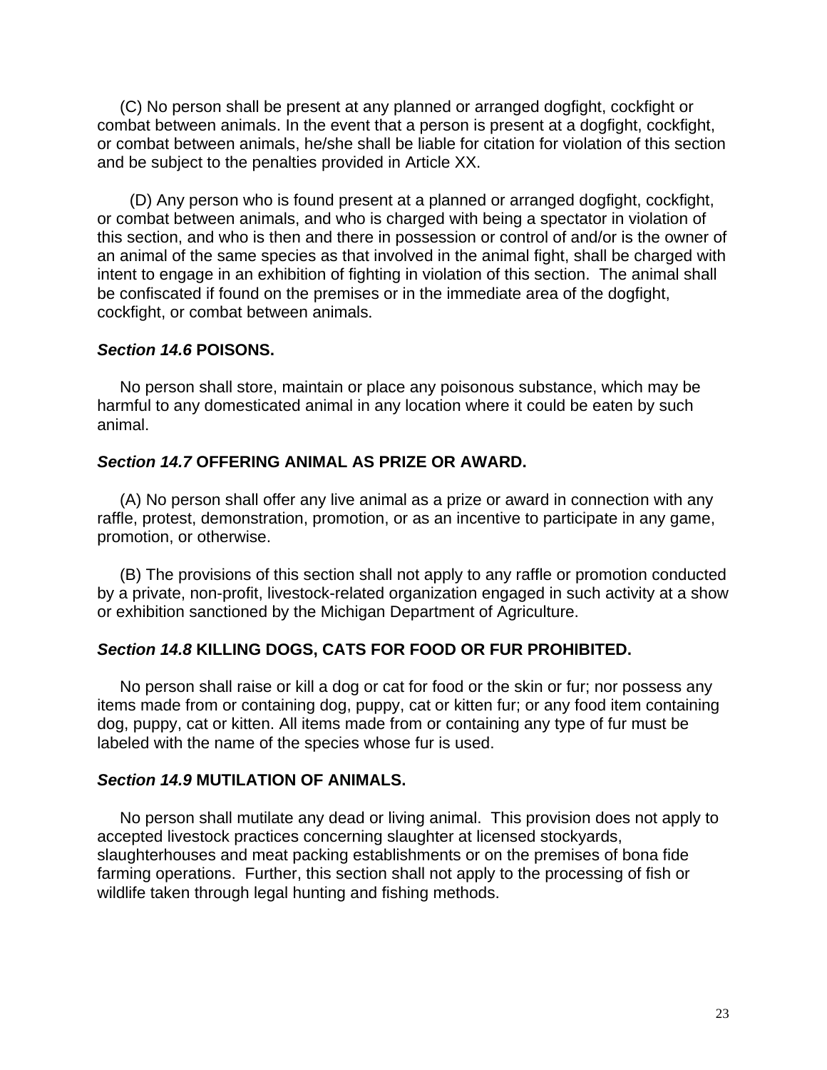(C) No person shall be present at any planned or arranged dogfight, cockfight or combat between animals. In the event that a person is present at a dogfight, cockfight, or combat between animals, he/she shall be liable for citation for violation of this section and be subject to the penalties provided in Article XX.

(D) Any person who is found present at a planned or arranged dogfight, cockfight, or combat between animals, and who is charged with being a spectator in violation of this section, and who is then and there in possession or control of and/or is the owner of an animal of the same species as that involved in the animal fight, shall be charged with intent to engage in an exhibition of fighting in violation of this section. The animal shall be confiscated if found on the premises or in the immediate area of the dogfight, cockfight, or combat between animals.

### *Section 14.6* POISONS.

No person shall store, maintain or place any poisonous substance, which may be harmful to any domesticated animal in any location where it could be eaten by such animal.

### *Section 14.7* OFFERING ANIMAL AS PRIZE OR AWARD.

(A) No person shall offer any live animal as a prize or award in connection with any raffle, protest, demonstration, promotion, or as an incentive to participate in any game, promotion, or otherwise.

(B) The provisions of this section shall not apply to any raffle or promotion conducted by a private, non-profit, livestock-related organization engaged in such activity at a show or exhibition sanctioned by the Michigan Department of Agriculture.

### *Section 14.8* KILLING DOGS, CATS FOR FOOD OR FUR PROHIBITED.

No person shall raise or kill a dog or cat for food or the skin or fur; nor possess any items made from or containing dog, puppy, cat or kitten fur; or any food item containing dog, puppy, cat or kitten. All items made from or containing any type of fur must be labeled with the name of the species whose fur is used.

### *Section 14.9* MUTILATION OF ANIMALS.

No person shall mutilate any dead or living animal. This provision does not apply to accepted livestock practices concerning slaughter at licensed stockyards, slaughterhouses and meat packing establishments or on the premises of bona fide farming operations. Further, this section shall not apply to the processing of fish or wildlife taken through legal hunting and fishing methods.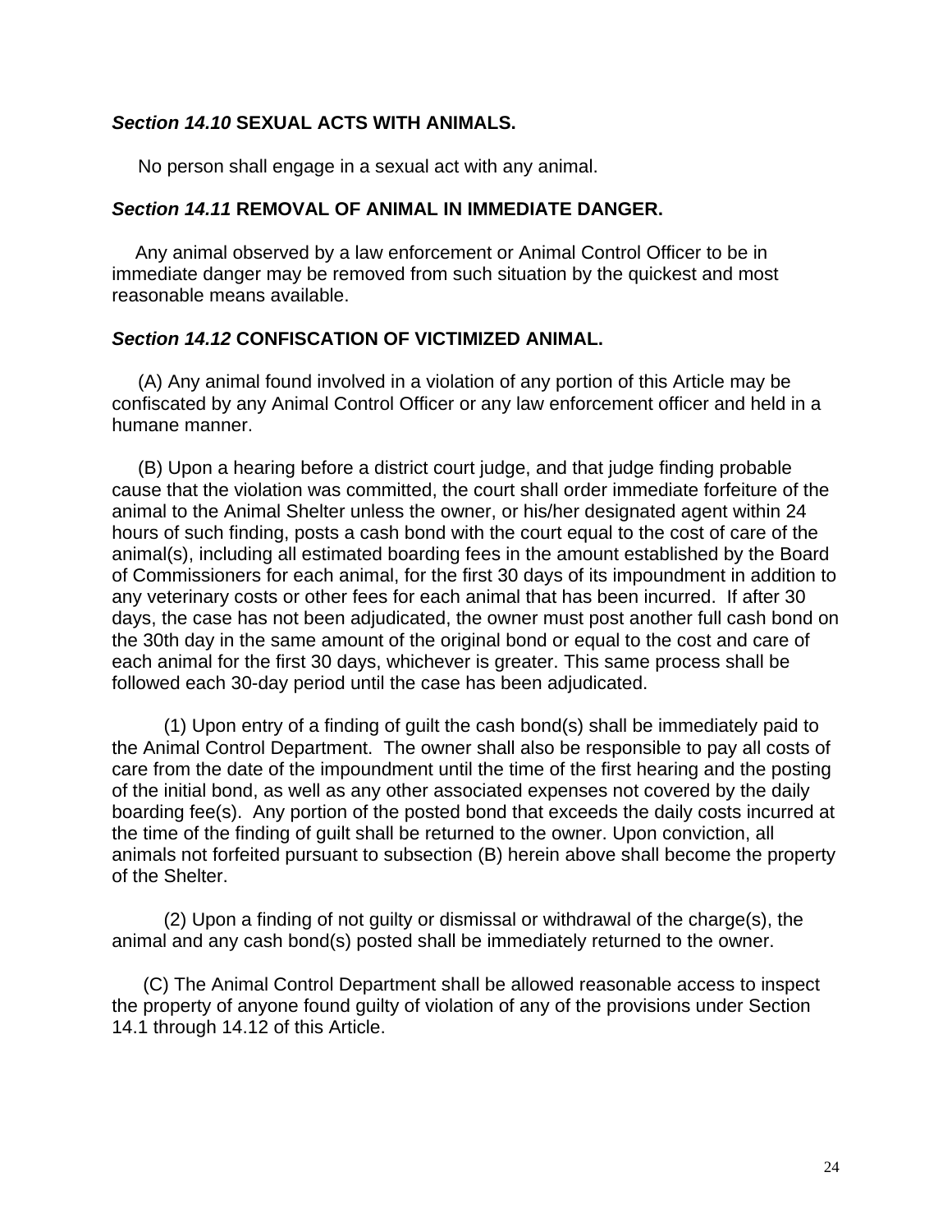***Section 14.10* SEXUAL ACTS WITH ANIMALS.**

No person shall engage in a sexual act with any animal.

***Section 14.11* REMOVAL OF ANIMAL IN IMMEDIATE DANGER.**

Any animal observed by a law enforcement or Animal Control Officer to be in immediate danger may be removed from such situation by the quickest and most reasonable means available.

***Section 14.12* CONFISCATION OF VICTIMIZED ANIMAL.**

(A) Any animal found involved in a violation of any portion of this Article may be confiscated by any Animal Control Officer or any law enforcement officer and held in a humane manner.

(B) Upon a hearing before a district court judge, and that judge finding probable cause that the violation was committed, the court shall order immediate forfeiture of the animal to the Animal Shelter unless the owner, or his/her designated agent within 24 hours of such finding, posts a cash bond with the court equal to the cost of care of the animal(s), including all estimated boarding fees in the amount established by the Board of Commissioners for each animal, for the first 30 days of its impoundment in addition to any veterinary costs or other fees for each animal that has been incurred. If after 30 days, the case has not been adjudicated, the owner must post another full cash bond on the 30th day in the same amount of the original bond or equal to the cost and care of each animal for the first 30 days, whichever is greater. This same process shall be followed each 30-day period until the case has been adjudicated.

(1) Upon entry of a finding of guilt the cash bond(s) shall be immediately paid to the Animal Control Department. The owner shall also be responsible to pay all costs of care from the date of the impoundment until the time of the first hearing and the posting of the initial bond, as well as any other associated expenses not covered by the daily boarding fee(s). Any portion of the posted bond that exceeds the daily costs incurred at the time of the finding of guilt shall be returned to the owner. Upon conviction, all animals not forfeited pursuant to subsection (B) herein above shall become the property of the Shelter.

(2) Upon a finding of not guilty or dismissal or withdrawal of the charge(s), the animal and any cash bond(s) posted shall be immediately returned to the owner.

(C) The Animal Control Department shall be allowed reasonable access to inspect the property of anyone found guilty of violation of any of the provisions under Section 14.1 through 14.12 of this Article.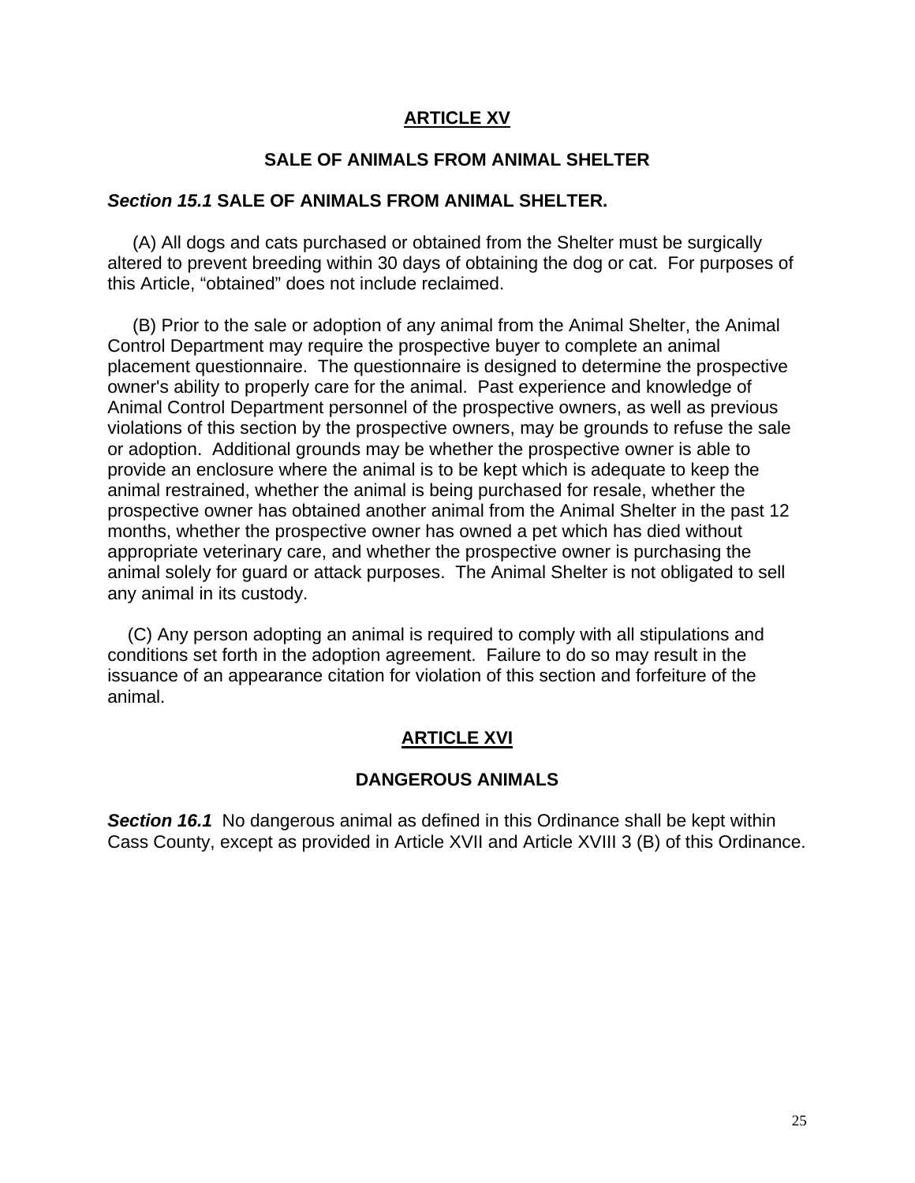## ARTICLE XV

### SALE OF ANIMALS FROM ANIMAL SHELTER

***Section 15.1*** **SALE OF ANIMALS FROM ANIMAL SHELTER.**

(A) All dogs and cats purchased or obtained from the Shelter must be surgically altered to prevent breeding within 30 days of obtaining the dog or cat. For purposes of this Article, "obtained" does not include reclaimed.

(B) Prior to the sale or adoption of any animal from the Animal Shelter, the Animal Control Department may require the prospective buyer to complete an animal placement questionnaire. The questionnaire is designed to determine the prospective owner's ability to properly care for the animal. Past experience and knowledge of Animal Control Department personnel of the prospective owners, as well as previous violations of this section by the prospective owners, may be grounds to refuse the sale or adoption. Additional grounds may be whether the prospective owner is able to provide an enclosure where the animal is to be kept which is adequate to keep the animal restrained, whether the animal is being purchased for resale, whether the prospective owner has obtained another animal from the Animal Shelter in the past 12 months, whether the prospective owner has owned a pet which has died without appropriate veterinary care, and whether the prospective owner is purchasing the animal solely for guard or attack purposes. The Animal Shelter is not obligated to sell any animal in its custody.

(C) Any person adopting an animal is required to comply with all stipulations and conditions set forth in the adoption agreement. Failure to do so may result in the issuance of an appearance citation for violation of this section and forfeiture of the animal.

## ARTICLE XVI

### DANGEROUS ANIMALS

***Section 16.1*** No dangerous animal as defined in this Ordinance shall be kept within Cass County, except as provided in Article XVII and Article XVIII 3 (B) of this Ordinance.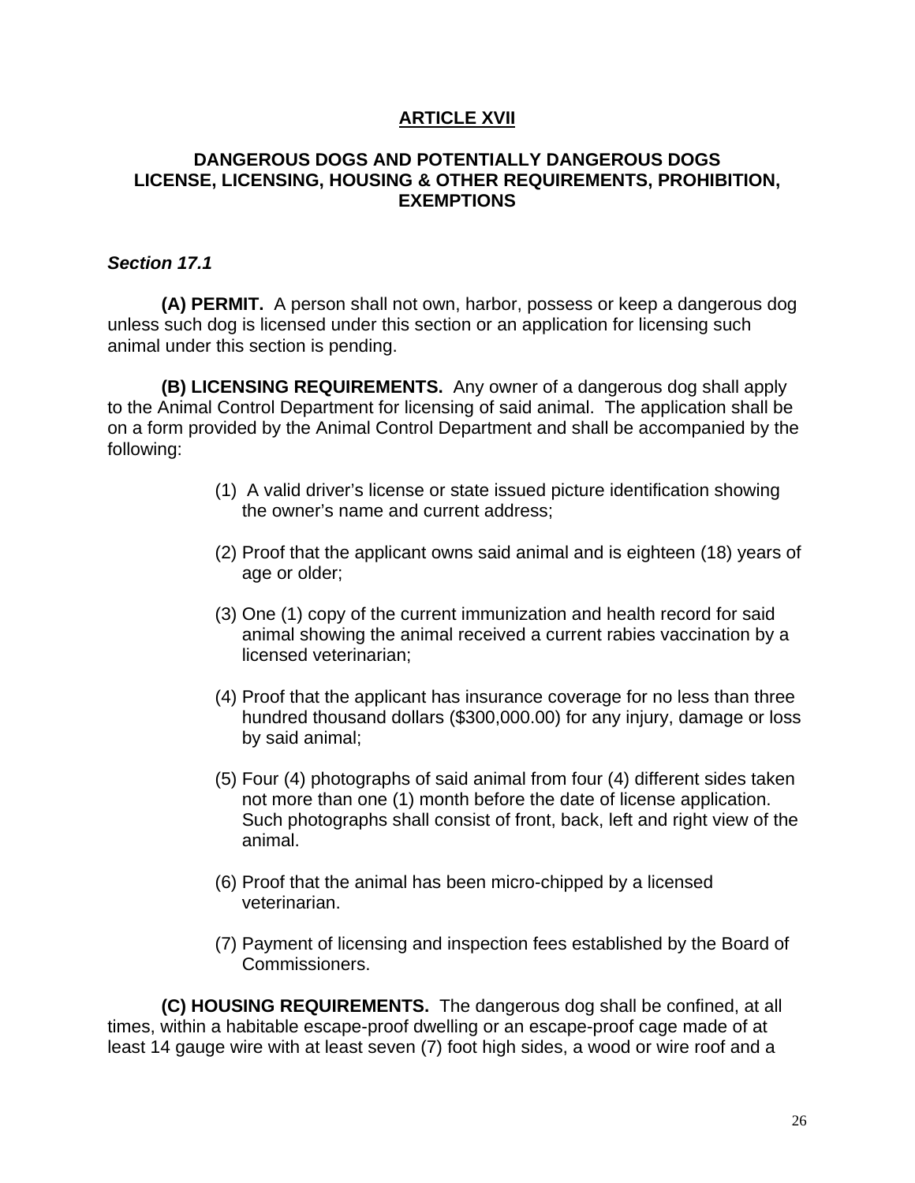# ARTICLE XVII

## DANGEROUS DOGS AND POTENTIALLY DANGEROUS DOGS LICENSE, LICENSING, HOUSING & OTHER REQUIREMENTS, PROHIBITION, EXEMPTIONS

***Section 17.1***

**(A) PERMIT.** A person shall not own, harbor, possess or keep a dangerous dog unless such dog is licensed under this section or an application for licensing such animal under this section is pending.

**(B) LICENSING REQUIREMENTS.** Any owner of a dangerous dog shall apply to the Animal Control Department for licensing of said animal. The application shall be on a form provided by the Animal Control Department and shall be accompanied by the following:

(1) A valid driver's license or state issued picture identification showing the owner's name and current address;

(2) Proof that the applicant owns said animal and is eighteen (18) years of age or older;

(3) One (1) copy of the current immunization and health record for said animal showing the animal received a current rabies vaccination by a licensed veterinarian;

(4) Proof that the applicant has insurance coverage for no less than three hundred thousand dollars ($300,000.00) for any injury, damage or loss by said animal;

(5) Four (4) photographs of said animal from four (4) different sides taken not more than one (1) month before the date of license application. Such photographs shall consist of front, back, left and right view of the animal.

(6) Proof that the animal has been micro-chipped by a licensed veterinarian.

(7) Payment of licensing and inspection fees established by the Board of Commissioners.

**(C) HOUSING REQUIREMENTS.** The dangerous dog shall be confined, at all times, within a habitable escape-proof dwelling or an escape-proof cage made of at least 14 gauge wire with at least seven (7) foot high sides, a wood or wire roof and a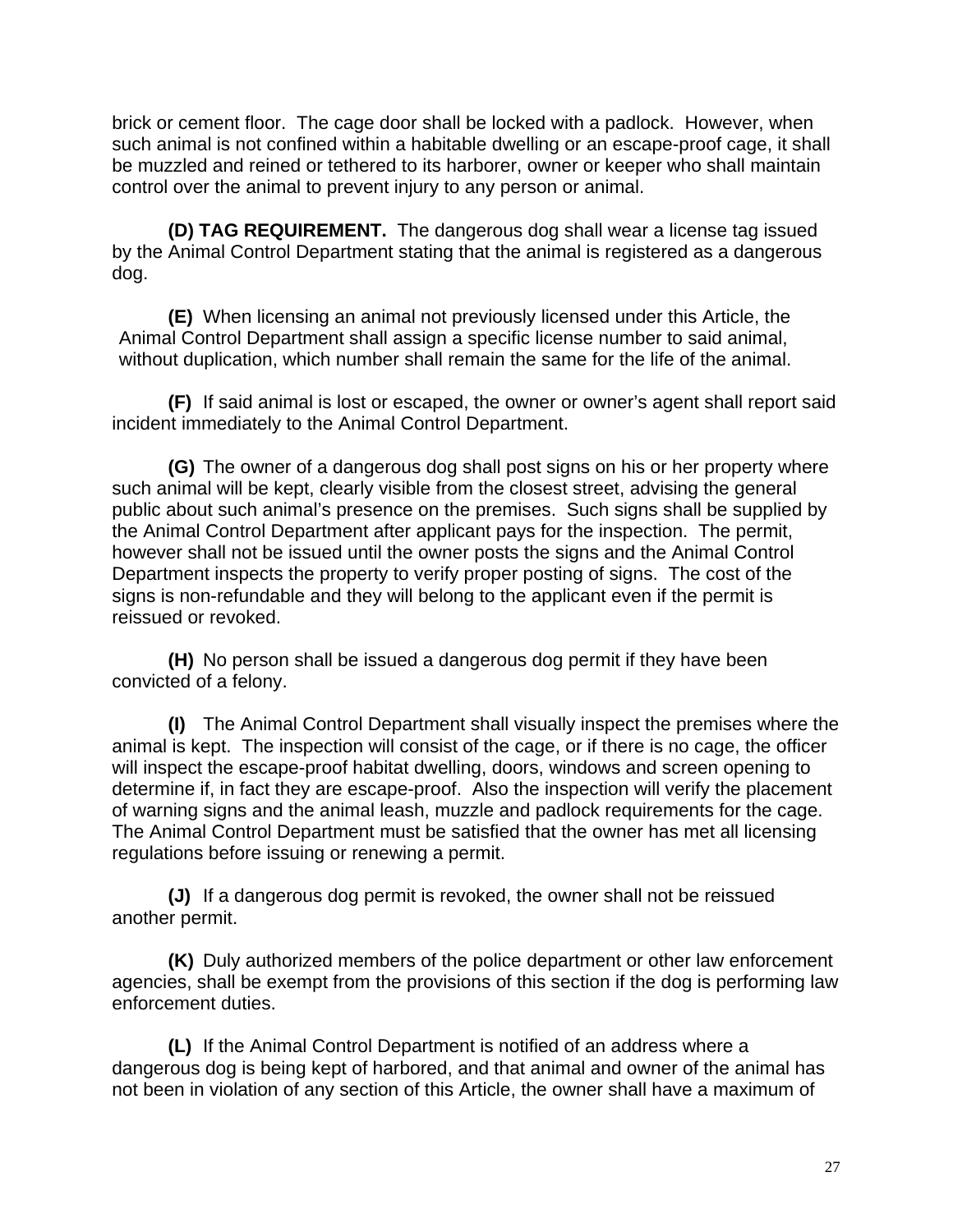brick or cement floor. The cage door shall be locked with a padlock. However, when such animal is not confined within a habitable dwelling or an escape-proof cage, it shall be muzzled and reined or tethered to its harborer, owner or keeper who shall maintain control over the animal to prevent injury to any person or animal.

**(D) TAG REQUIREMENT.** The dangerous dog shall wear a license tag issued by the Animal Control Department stating that the animal is registered as a dangerous dog.

**(E)** When licensing an animal not previously licensed under this Article, the Animal Control Department shall assign a specific license number to said animal, without duplication, which number shall remain the same for the life of the animal.

**(F)** If said animal is lost or escaped, the owner or owner's agent shall report said incident immediately to the Animal Control Department.

**(G)** The owner of a dangerous dog shall post signs on his or her property where such animal will be kept, clearly visible from the closest street, advising the general public about such animal's presence on the premises. Such signs shall be supplied by the Animal Control Department after applicant pays for the inspection. The permit, however shall not be issued until the owner posts the signs and the Animal Control Department inspects the property to verify proper posting of signs. The cost of the signs is non-refundable and they will belong to the applicant even if the permit is reissued or revoked.

**(H)** No person shall be issued a dangerous dog permit if they have been convicted of a felony.

**(I)** The Animal Control Department shall visually inspect the premises where the animal is kept. The inspection will consist of the cage, or if there is no cage, the officer will inspect the escape-proof habitat dwelling, doors, windows and screen opening to determine if, in fact they are escape-proof. Also the inspection will verify the placement of warning signs and the animal leash, muzzle and padlock requirements for the cage. The Animal Control Department must be satisfied that the owner has met all licensing regulations before issuing or renewing a permit.

**(J)** If a dangerous dog permit is revoked, the owner shall not be reissued another permit.

**(K)** Duly authorized members of the police department or other law enforcement agencies, shall be exempt from the provisions of this section if the dog is performing law enforcement duties.

**(L)** If the Animal Control Department is notified of an address where a dangerous dog is being kept of harbored, and that animal and owner of the animal has not been in violation of any section of this Article, the owner shall have a maximum of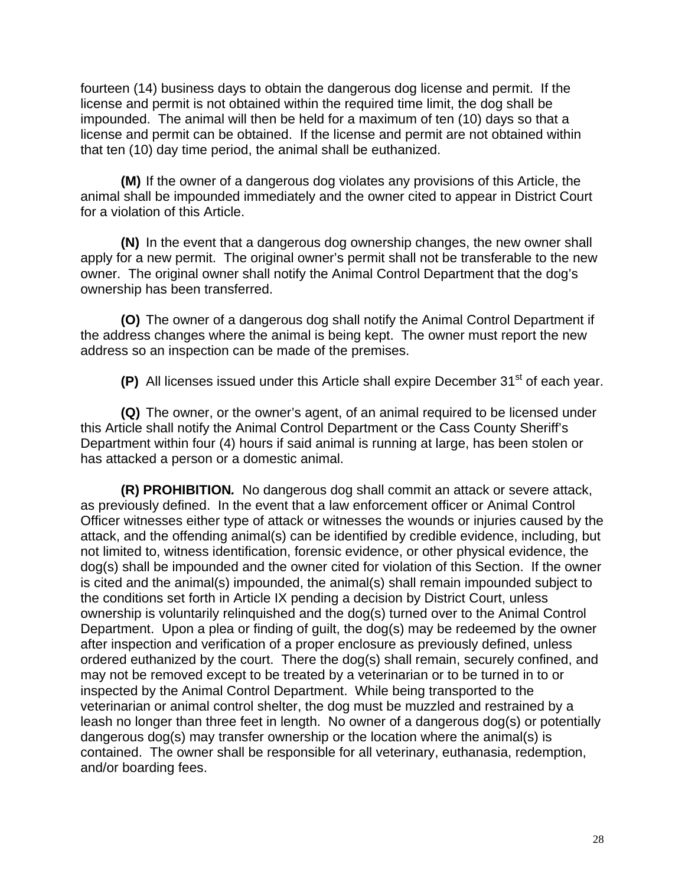fourteen (14) business days to obtain the dangerous dog license and permit. If the license and permit is not obtained within the required time limit, the dog shall be impounded. The animal will then be held for a maximum of ten (10) days so that a license and permit can be obtained. If the license and permit are not obtained within that ten (10) day time period, the animal shall be euthanized.

**(M)** If the owner of a dangerous dog violates any provisions of this Article, the animal shall be impounded immediately and the owner cited to appear in District Court for a violation of this Article.

**(N)** In the event that a dangerous dog ownership changes, the new owner shall apply for a new permit. The original owner's permit shall not be transferable to the new owner. The original owner shall notify the Animal Control Department that the dog's ownership has been transferred.

**(O)** The owner of a dangerous dog shall notify the Animal Control Department if the address changes where the animal is being kept. The owner must report the new address so an inspection can be made of the premises.

**(P)** All licenses issued under this Article shall expire December 31st of each year.

**(Q)** The owner, or the owner's agent, of an animal required to be licensed under this Article shall notify the Animal Control Department or the Cass County Sheriff's Department within four (4) hours if said animal is running at large, has been stolen or has attacked a person or a domestic animal.

**(R) PROHIBITION.** No dangerous dog shall commit an attack or severe attack, as previously defined. In the event that a law enforcement officer or Animal Control Officer witnesses either type of attack or witnesses the wounds or injuries caused by the attack, and the offending animal(s) can be identified by credible evidence, including, but not limited to, witness identification, forensic evidence, or other physical evidence, the dog(s) shall be impounded and the owner cited for violation of this Section. If the owner is cited and the animal(s) impounded, the animal(s) shall remain impounded subject to the conditions set forth in Article IX pending a decision by District Court, unless ownership is voluntarily relinquished and the dog(s) turned over to the Animal Control Department. Upon a plea or finding of guilt, the dog(s) may be redeemed by the owner after inspection and verification of a proper enclosure as previously defined, unless ordered euthanized by the court. There the dog(s) shall remain, securely confined, and may not be removed except to be treated by a veterinarian or to be turned in to or inspected by the Animal Control Department. While being transported to the veterinarian or animal control shelter, the dog must be muzzled and restrained by a leash no longer than three feet in length. No owner of a dangerous dog(s) or potentially dangerous dog(s) may transfer ownership or the location where the animal(s) is contained. The owner shall be responsible for all veterinary, euthanasia, redemption, and/or boarding fees.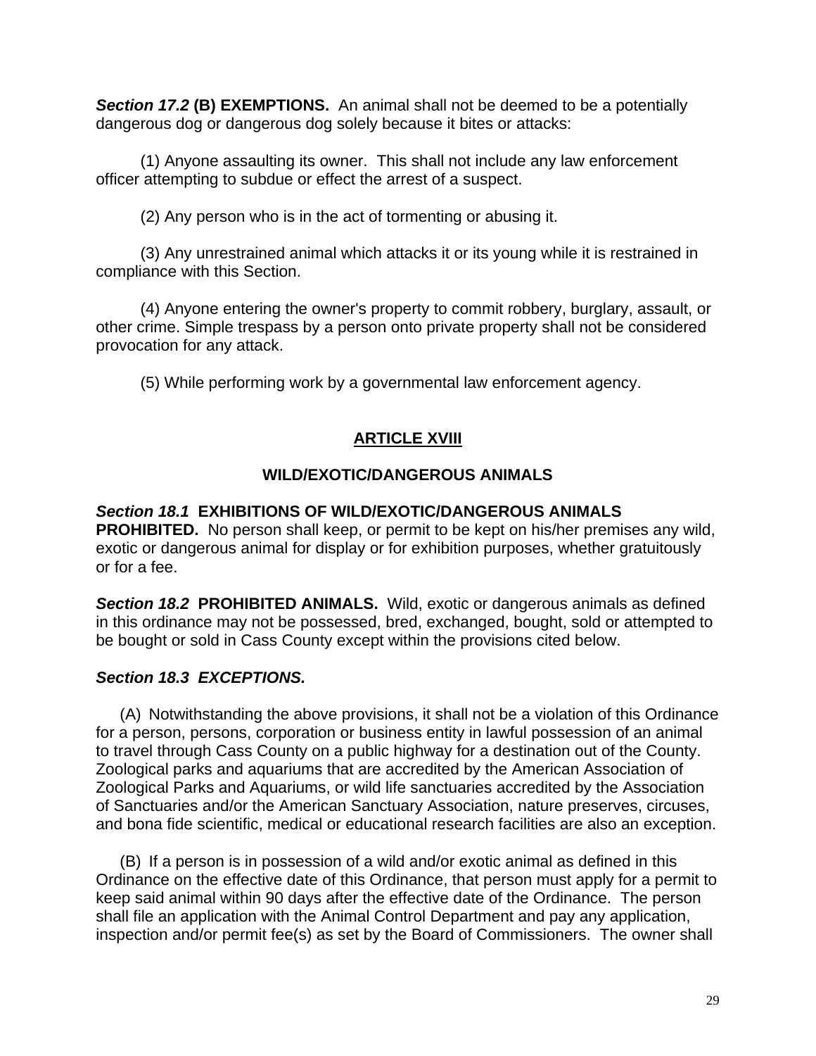***Section 17.2*** **(B) EXEMPTIONS.** An animal shall not be deemed to be a potentially dangerous dog or dangerous dog solely because it bites or attacks:

(1) Anyone assaulting its owner. This shall not include any law enforcement officer attempting to subdue or effect the arrest of a suspect.

(2) Any person who is in the act of tormenting or abusing it.

(3) Any unrestrained animal which attacks it or its young while it is restrained in compliance with this Section.

(4) Anyone entering the owner's property to commit robbery, burglary, assault, or other crime. Simple trespass by a person onto private property shall not be considered provocation for any attack.

(5) While performing work by a governmental law enforcement agency.

## ARTICLE XVIII

## WILD/EXOTIC/DANGEROUS ANIMALS

***Section 18.1*** **EXHIBITIONS OF WILD/EXOTIC/DANGEROUS ANIMALS PROHIBITED.** No person shall keep, or permit to be kept on his/her premises any wild, exotic or dangerous animal for display or for exhibition purposes, whether gratuitously or for a fee.

***Section 18.2*** **PROHIBITED ANIMALS.** Wild, exotic or dangerous animals as defined in this ordinance may not be possessed, bred, exchanged, bought, sold or attempted to be bought or sold in Cass County except within the provisions cited below.

***Section 18.3 EXCEPTIONS.***

(A) Notwithstanding the above provisions, it shall not be a violation of this Ordinance for a person, persons, corporation or business entity in lawful possession of an animal to travel through Cass County on a public highway for a destination out of the County. Zoological parks and aquariums that are accredited by the American Association of Zoological Parks and Aquariums, or wild life sanctuaries accredited by the Association of Sanctuaries and/or the American Sanctuary Association, nature preserves, circuses, and bona fide scientific, medical or educational research facilities are also an exception.

(B) If a person is in possession of a wild and/or exotic animal as defined in this Ordinance on the effective date of this Ordinance, that person must apply for a permit to keep said animal within 90 days after the effective date of the Ordinance. The person shall file an application with the Animal Control Department and pay any application, inspection and/or permit fee(s) as set by the Board of Commissioners. The owner shall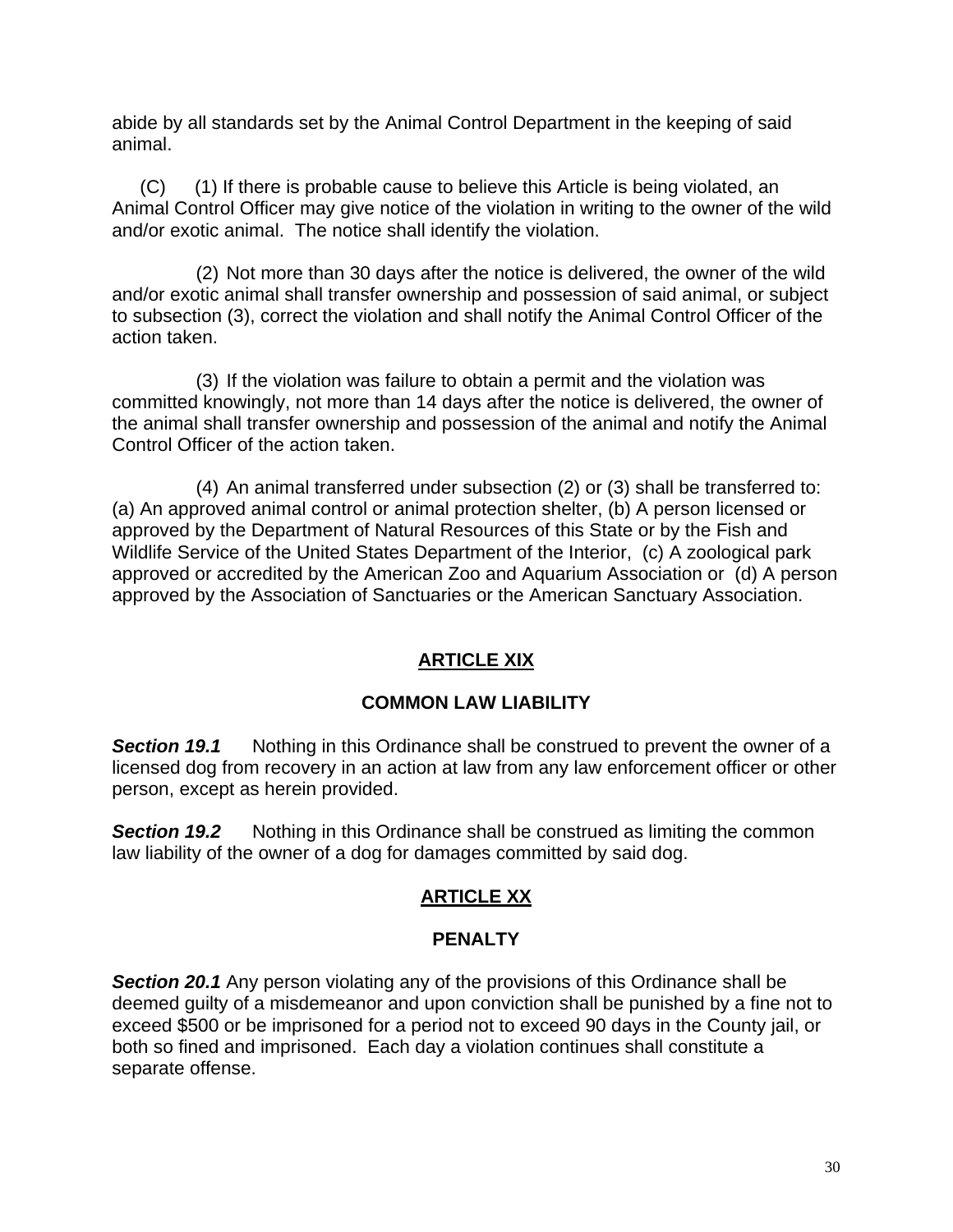abide by all standards set by the Animal Control Department in the keeping of said animal.

(C) (1) If there is probable cause to believe this Article is being violated, an Animal Control Officer may give notice of the violation in writing to the owner of the wild and/or exotic animal. The notice shall identify the violation.

(2) Not more than 30 days after the notice is delivered, the owner of the wild and/or exotic animal shall transfer ownership and possession of said animal, or subject to subsection (3), correct the violation and shall notify the Animal Control Officer of the action taken.

(3) If the violation was failure to obtain a permit and the violation was committed knowingly, not more than 14 days after the notice is delivered, the owner of the animal shall transfer ownership and possession of the animal and notify the Animal Control Officer of the action taken.

(4) An animal transferred under subsection (2) or (3) shall be transferred to: (a) An approved animal control or animal protection shelter, (b) A person licensed or approved by the Department of Natural Resources of this State or by the Fish and Wildlife Service of the United States Department of the Interior, (c) A zoological park approved or accredited by the American Zoo and Aquarium Association or (d) A person approved by the Association of Sanctuaries or the American Sanctuary Association.

## ARTICLE XIX

### COMMON LAW LIABILITY

***Section 19.1*** Nothing in this Ordinance shall be construed to prevent the owner of a licensed dog from recovery in an action at law from any law enforcement officer or other person, except as herein provided.

***Section 19.2*** Nothing in this Ordinance shall be construed as limiting the common law liability of the owner of a dog for damages committed by said dog.

## ARTICLE XX

### PENALTY

***Section 20.1*** Any person violating any of the provisions of this Ordinance shall be deemed guilty of a misdemeanor and upon conviction shall be punished by a fine not to exceed $500 or be imprisoned for a period not to exceed 90 days in the County jail, or both so fined and imprisoned. Each day a violation continues shall constitute a separate offense.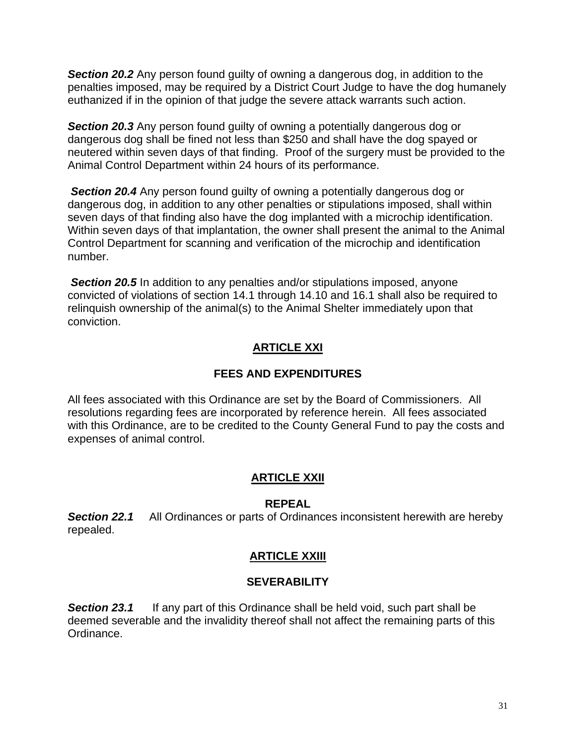***Section 20.2*** Any person found guilty of owning a dangerous dog, in addition to the penalties imposed, may be required by a District Court Judge to have the dog humanely euthanized if in the opinion of that judge the severe attack warrants such action.

***Section 20.3*** Any person found guilty of owning a potentially dangerous dog or dangerous dog shall be fined not less than $250 and shall have the dog spayed or neutered within seven days of that finding. Proof of the surgery must be provided to the Animal Control Department within 24 hours of its performance.

***Section 20.4*** Any person found guilty of owning a potentially dangerous dog or dangerous dog, in addition to any other penalties or stipulations imposed, shall within seven days of that finding also have the dog implanted with a microchip identification. Within seven days of that implantation, the owner shall present the animal to the Animal Control Department for scanning and verification of the microchip and identification number.

***Section 20.5*** In addition to any penalties and/or stipulations imposed, anyone convicted of violations of section 14.1 through 14.10 and 16.1 shall also be required to relinquish ownership of the animal(s) to the Animal Shelter immediately upon that conviction.

## ARTICLE XXI

### FEES AND EXPENDITURES

All fees associated with this Ordinance are set by the Board of Commissioners. All resolutions regarding fees are incorporated by reference herein. All fees associated with this Ordinance, are to be credited to the County General Fund to pay the costs and expenses of animal control.

## ARTICLE XXII

### REPEAL

***Section 22.1*** All Ordinances or parts of Ordinances inconsistent herewith are hereby repealed.

## ARTICLE XXIII

### SEVERABILITY

***Section 23.1*** If any part of this Ordinance shall be held void, such part shall be deemed severable and the invalidity thereof shall not affect the remaining parts of this Ordinance.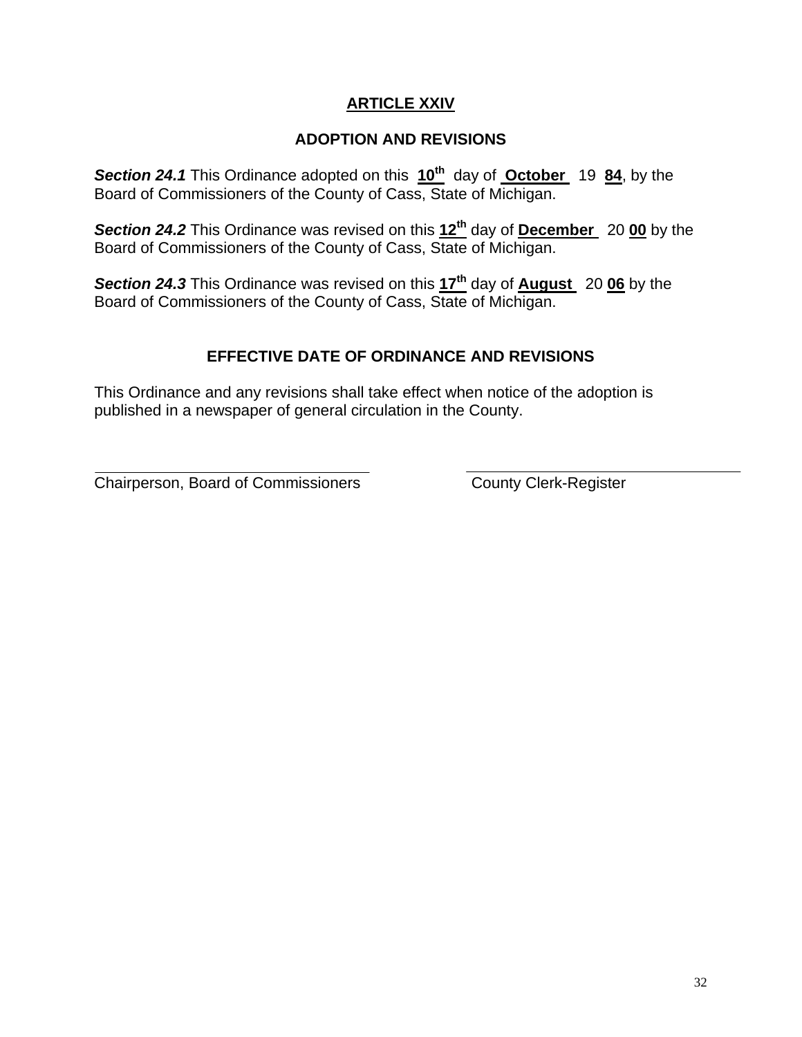## ARTICLE XXIV

## ADOPTION AND REVISIONS

***Section 24.1*** This Ordinance adopted on this **10th** day of **October** 19 **84**, by the Board of Commissioners of the County of Cass, State of Michigan.

***Section 24.2*** This Ordinance was revised on this **12th** day of **December** 20 **00** by the Board of Commissioners of the County of Cass, State of Michigan.

***Section 24.3*** This Ordinance was revised on this **17th** day of **August** 20 **06** by the Board of Commissioners of the County of Cass, State of Michigan.

## EFFECTIVE DATE OF ORDINANCE AND REVISIONS

This Ordinance and any revisions shall take effect when notice of the adoption is published in a newspaper of general circulation in the County.

\_\_\_\_\_\_\_\_\_\_\_\_\_\_\_\_\_\_\_\_\_\_\_\_\_\_\_\_\_\_\_\_\_\_
Chairperson, Board of Commissioners

\_\_\_\_\_\_\_\_\_\_\_\_\_\_\_\_\_\_\_\_\_\_\_\_\_\_\_\_\_\_\_\_\_\_
County Clerk-Register